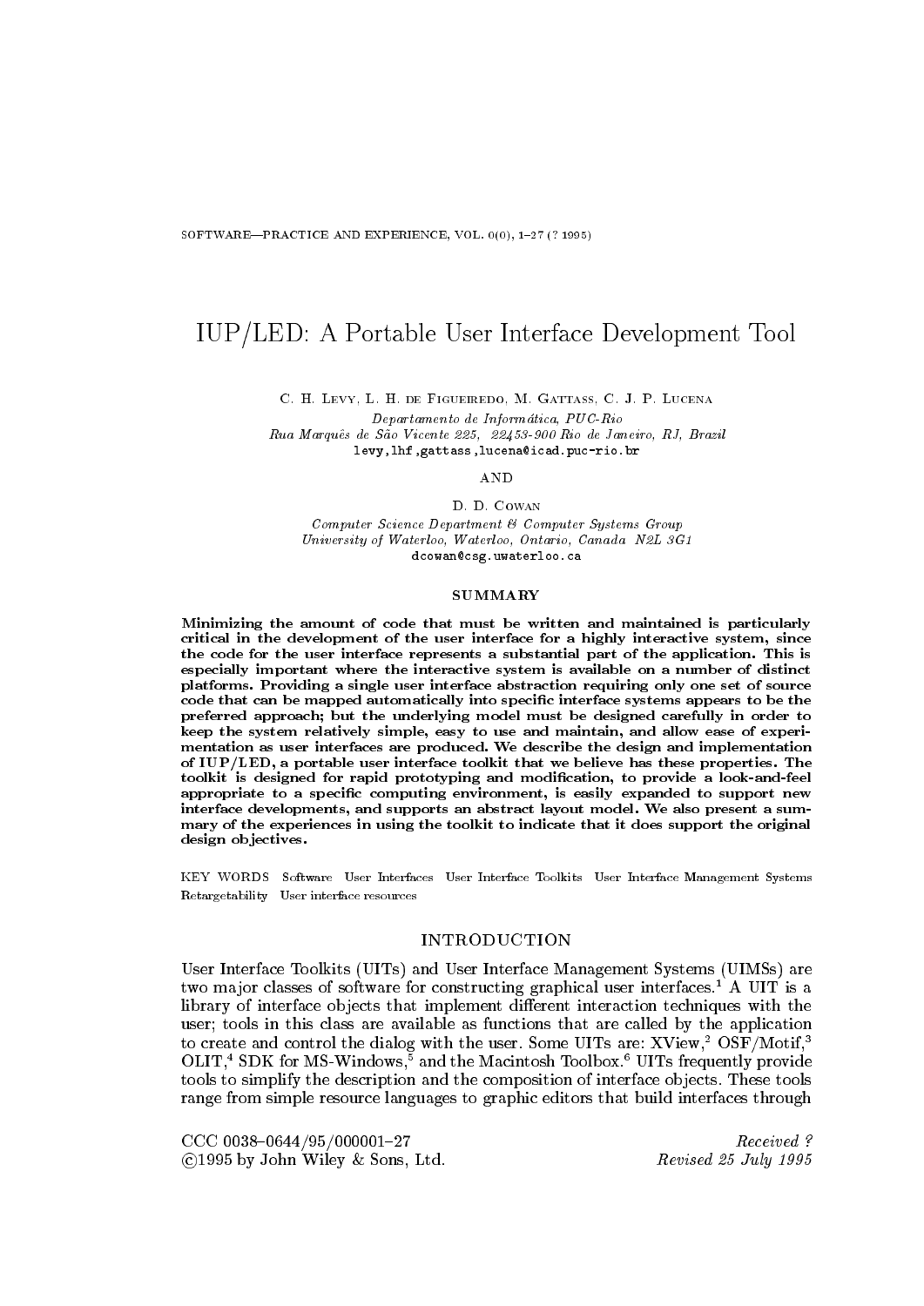# IUP/LED: A Portable User Interface Development Tool

C. H. Levy, L. H. de Figueiredo, M. Gattass, C. J. P. Lucena

*Departamento de Informática, PUC-Rio*
*Rua Marquês de São Vicente 225, 22453-900 Rio de Janeiro, RJ, Brazil*
levy,lhf,gattass,lucena@icad.puc-rio.br

AND

D. D. Cowan

*Computer Science Department & Computer Systems Group*
*University of Waterloo, Waterloo, Ontario, Canada N2L 3G1*
dcowan@csg.uwaterloo.ca

## SUMMARY

**Minimizing the amount of code that must be written and maintained is particularly critical in the development of the user interface for a highly interactive system, since the code for the user interface represents a substantial part of the application. This is especially important where the interactive system is available on a number of distinct platforms. Providing a single user interface abstraction requiring only one set of source code that can be mapped automatically into specific interface systems appears to be the preferred approach; but the underlying model must be designed carefully in order to keep the system relatively simple, easy to use and maintain, and allow ease of experimentation as user interfaces are produced. We describe the design and implementation of IUP/LED, a portable user interface toolkit that we believe has these properties. The toolkit is designed for rapid prototyping and modification, to provide a look-and-feel appropriate to a specific computing environment, is easily expanded to support new interface developments, and supports an abstract layout model. We also present a summary of the experiences in using the toolkit to indicate that it does support the original design objectives.**

KEY WORDS Software User Interfaces User Interface Toolkits User Interface Management Systems Retargetability User interface resources

## INTRODUCTION

User Interface Toolkits (UITs) and User Interface Management Systems (UIMSs) are two major classes of software for constructing graphical user interfaces.[1] A UIT is a library of interface objects that implement different interaction techniques with the user; tools in this class are available as functions that are called by the application to create and control the dialog with the user. Some UITs are: XView,[2] OSF/Motif,[3] OLIT,[4] SDK for MS-Windows,[5] and the Macintosh Toolbox.[6] UITs frequently provide tools to simplify the description and the composition of interface objects. These tools range from simple resource languages to graphic editors that build interfaces through

CCC 0038–0644/95/000001–27
©1995 by John Wiley & Sons, Ltd.

*Received ?*
*Revised 25 July 1995*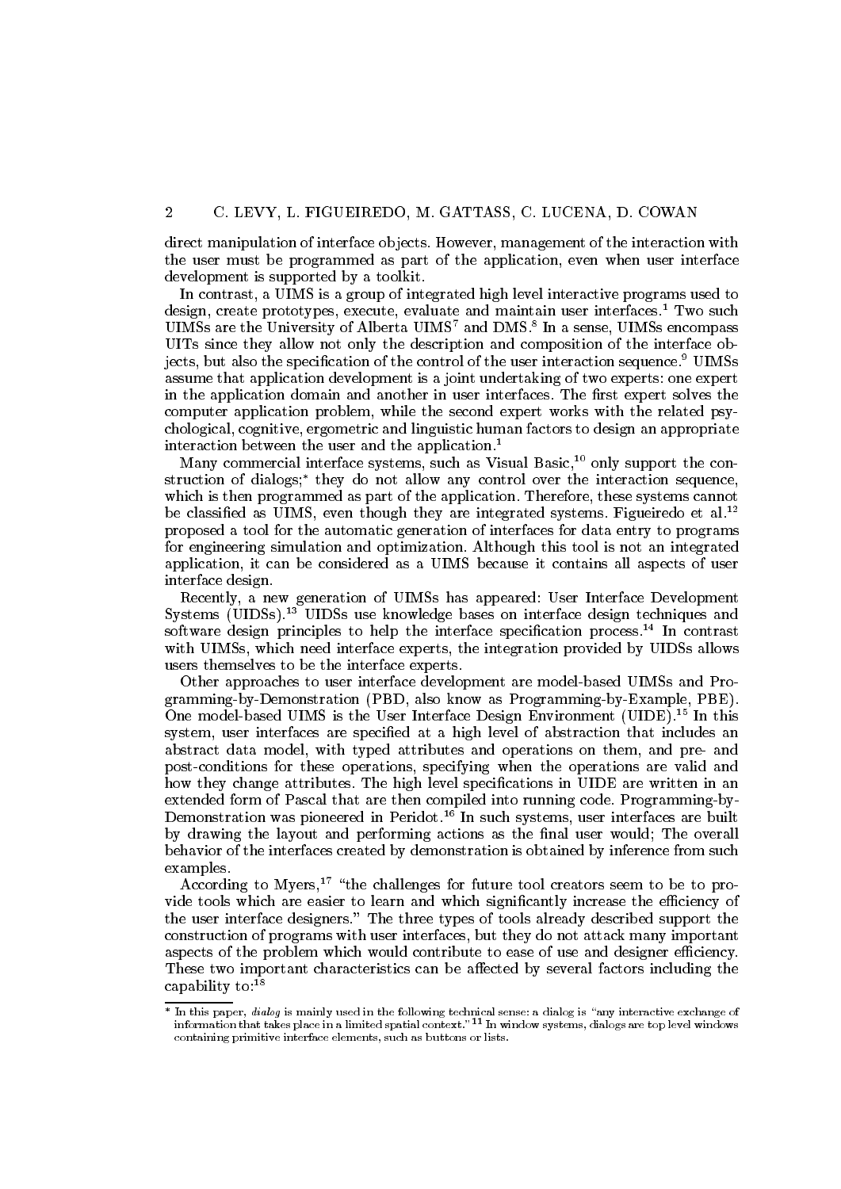direct manipulation of interface objects. However, management of the interaction with the user must be programmed as part of the application, even when user interface development is supported by a toolkit.

In contrast, a UIMS is a group of integrated high level interactive programs used to design, create prototypes, execute, evaluate and maintain user interfaces.[1] Two such UIMSs are the University of Alberta UIMS[7] and DMS.[8] In a sense, UIMSs encompass UITs since they allow not only the description and composition of the interface objects, but also the specification of the control of the user interaction sequence.[9] UIMSs assume that application development is a joint undertaking of two experts: one expert in the application domain and another in user interfaces. The first expert solves the computer application problem, while the second expert works with the related psychological, cognitive, ergometric and linguistic human factors to design an appropriate interaction between the user and the application.[1]

Many commercial interface systems, such as Visual Basic,[10] only support the construction of dialogs;* they do not allow any control over the interaction sequence, which is then programmed as part of the application. Therefore, these systems cannot be classified as UIMS, even though they are integrated systems. Figueiredo et al.[12] proposed a tool for the automatic generation of interfaces for data entry to programs for engineering simulation and optimization. Although this tool is not an integrated application, it can be considered as a UIMS because it contains all aspects of user interface design.

Recently, a new generation of UIMSs has appeared: User Interface Development Systems (UIDSs).[13] UIDSs use knowledge bases on interface design techniques and software design principles to help the interface specification process.[14] In contrast with UIMSs, which need interface experts, the integration provided by UIDSs allows users themselves to be the interface experts.

Other approaches to user interface development are model-based UIMSs and Programming-by-Demonstration (PBD, also know as Programming-by-Example, PBE). One model-based UIMS is the User Interface Design Environment (UIDE).[15] In this system, user interfaces are specified at a high level of abstraction that includes an abstract data model, with typed attributes and operations on them, and pre- and post-conditions for these operations, specifying when the operations are valid and how they change attributes. The high level specifications in UIDE are written in an extended form of Pascal that are then compiled into running code. Programming-by-Demonstration was pioneered in Peridot.[16] In such systems, user interfaces are built by drawing the layout and performing actions as the final user would; The overall behavior of the interfaces created by demonstration is obtained by inference from such examples.

According to Myers,[17] "the challenges for future tool creators seem to be to provide tools which are easier to learn and which significantly increase the efficiency of the user interface designers." The three types of tools already described support the construction of programs with user interfaces, but they do not attack many important aspects of the problem which would contribute to ease of use and designer efficiency. These two important characteristics can be affected by several factors including the capability to:[18]

---

* In this paper, *dialog* is mainly used in the following technical sense: a dialog is "any interactive exchange of information that takes place in a limited spatial context."[11] In window systems, dialogs are top level windows containing primitive interface elements, such as buttons or lists.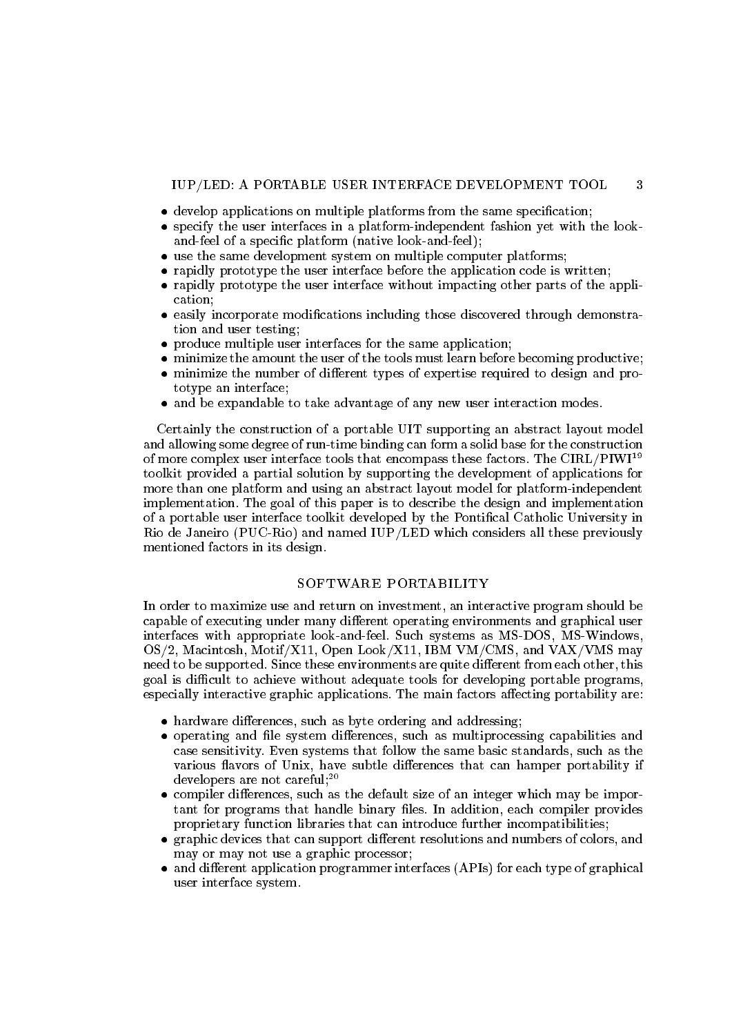- develop applications on multiple platforms from the same specification;
- specify the user interfaces in a platform-independent fashion yet with the look-and-feel of a specific platform (native look-and-feel);
- use the same development system on multiple computer platforms;
- rapidly prototype the user interface before the application code is written;
- rapidly prototype the user interface without impacting other parts of the application;
- easily incorporate modifications including those discovered through demonstration and user testing;
- produce multiple user interfaces for the same application;
- minimize the amount the user of the tools must learn before becoming productive;
- minimize the number of different types of expertise required to design and prototype an interface;
- and be expandable to take advantage of any new user interaction modes.

Certainly the construction of a portable UIT supporting an abstract layout model and allowing some degree of run-time binding can form a solid base for the construction of more complex user interface tools that encompass these factors. The CIRL/PIWI[19] toolkit provided a partial solution by supporting the development of applications for more than one platform and using an abstract layout model for platform-independent implementation. The goal of this paper is to describe the design and implementation of a portable user interface toolkit developed by the Pontifical Catholic University in Rio de Janeiro (PUC-Rio) and named IUP/LED which considers all these previously mentioned factors in its design.

## SOFTWARE PORTABILITY

In order to maximize use and return on investment, an interactive program should be capable of executing under many different operating environments and graphical user interfaces with appropriate look-and-feel. Such systems as MS-DOS, MS-Windows, OS/2, Macintosh, Motif/X11, Open Look/X11, IBM VM/CMS, and VAX/VMS may need to be supported. Since these environments are quite different from each other, this goal is difficult to achieve without adequate tools for developing portable programs, especially interactive graphic applications. The main factors affecting portability are:

- hardware differences, such as byte ordering and addressing;
- operating and file system differences, such as multiprocessing capabilities and case sensitivity. Even systems that follow the same basic standards, such as the various flavors of Unix, have subtle differences that can hamper portability if developers are not careful;[20]
- compiler differences, such as the default size of an integer which may be important for programs that handle binary files. In addition, each compiler provides proprietary function libraries that can introduce further incompatibilities;
- graphic devices that can support different resolutions and numbers of colors, and may or may not use a graphic processor;
- and different application programmer interfaces (APIs) for each type of graphical user interface system.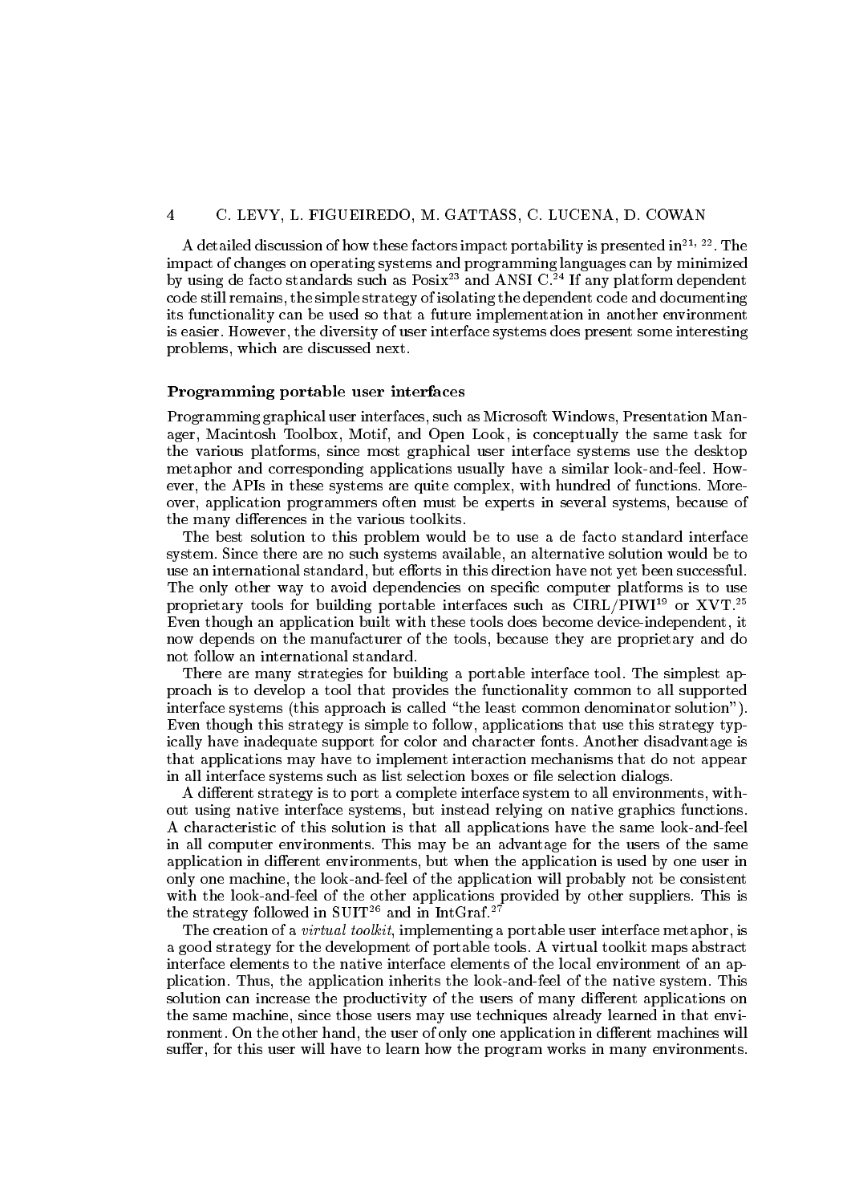A detailed discussion of how these factors impact portability is presented in[21, 22]. The impact of changes on operating systems and programming languages can by minimized by using de facto standards such as Posix[23] and ANSI C.[24] If any platform dependent code still remains, the simple strategy of isolating the dependent code and documenting its functionality can be used so that a future implementation in another environment is easier. However, the diversity of user interface systems does present some interesting problems, which are discussed next.

## Programming portable user interfaces

Programming graphical user interfaces, such as Microsoft Windows, Presentation Manager, Macintosh Toolbox, Motif, and Open Look, is conceptually the same task for the various platforms, since most graphical user interface systems use the desktop metaphor and corresponding applications usually have a similar look-and-feel. However, the APIs in these systems are quite complex, with hundred of functions. Moreover, application programmers often must be experts in several systems, because of the many differences in the various toolkits.

The best solution to this problem would be to use a de facto standard interface system. Since there are no such systems available, an alternative solution would be to use an international standard, but efforts in this direction have not yet been successful. The only other way to avoid dependencies on specific computer platforms is to use proprietary tools for building portable interfaces such as CIRL/PIWI[19] or XVT.[25] Even though an application built with these tools does become device-independent, it now depends on the manufacturer of the tools, because they are proprietary and do not follow an international standard.

There are many strategies for building a portable interface tool. The simplest approach is to develop a tool that provides the functionality common to all supported interface systems (this approach is called "the least common denominator solution"). Even though this strategy is simple to follow, applications that use this strategy typically have inadequate support for color and character fonts. Another disadvantage is that applications may have to implement interaction mechanisms that do not appear in all interface systems such as list selection boxes or file selection dialogs.

A different strategy is to port a complete interface system to all environments, without using native interface systems, but instead relying on native graphics functions. A characteristic of this solution is that all applications have the same look-and-feel in all computer environments. This may be an advantage for the users of the same application in different environments, but when the application is used by one user in only one machine, the look-and-feel of the application will probably not be consistent with the look-and-feel of the other applications provided by other suppliers. This is the strategy followed in SUIT[26] and in IntGraf.[27]

The creation of a *virtual toolkit*, implementing a portable user interface metaphor, is a good strategy for the development of portable tools. A virtual toolkit maps abstract interface elements to the native interface elements of the local environment of an application. Thus, the application inherits the look-and-feel of the native system. This solution can increase the productivity of the users of many different applications on the same machine, since those users may use techniques already learned in that environment. On the other hand, the user of only one application in different machines will suffer, for this user will have to learn how the program works in many environments.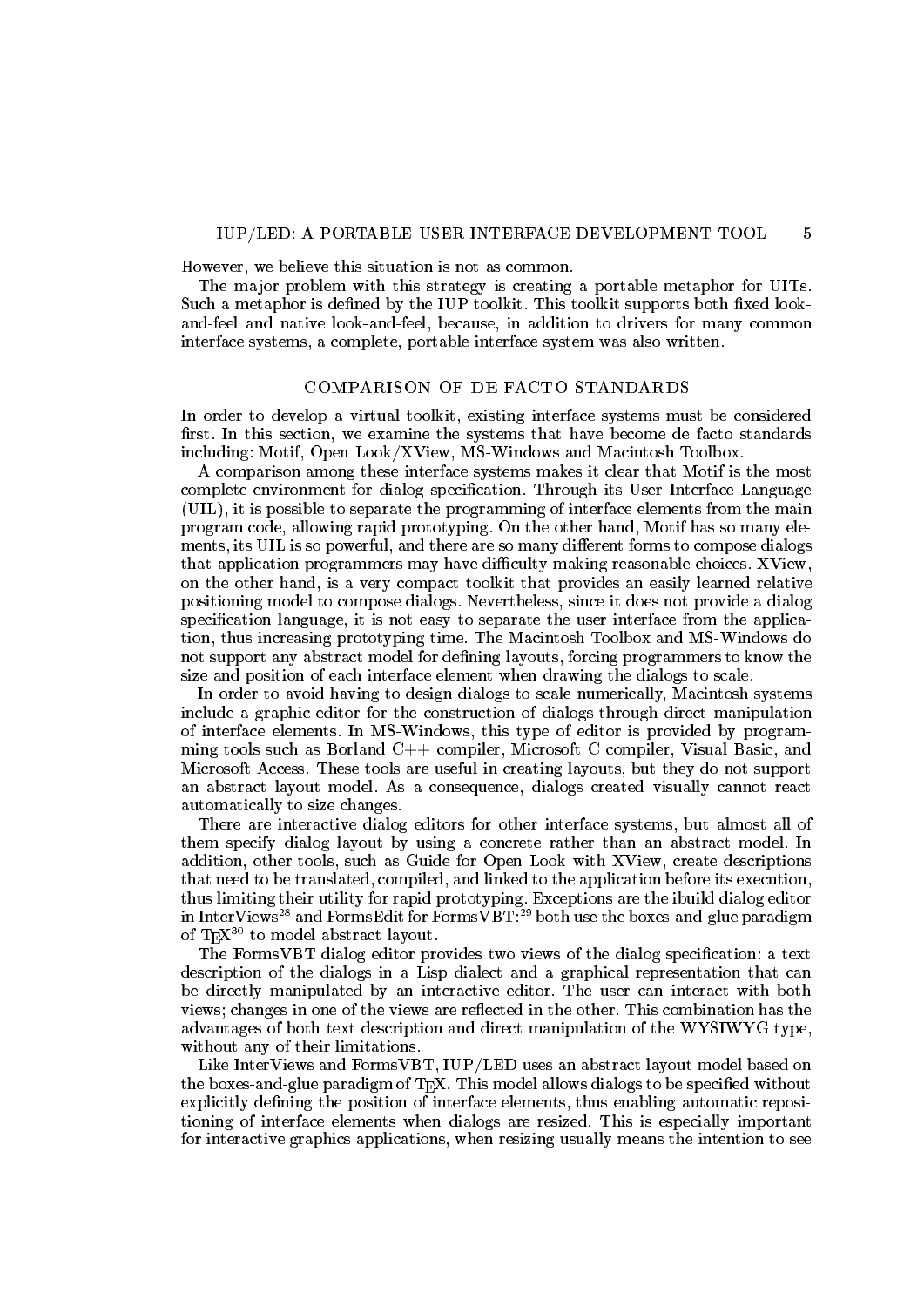However, we believe this situation is not as common.

The major problem with this strategy is creating a portable metaphor for UITs. Such a metaphor is defined by the IUP toolkit. This toolkit supports both fixed look-and-feel and native look-and-feel, because, in addition to drivers for many common interface systems, a complete, portable interface system was also written.

## COMPARISON OF DE FACTO STANDARDS

In order to develop a virtual toolkit, existing interface systems must be considered first. In this section, we examine the systems that have become de facto standards including: Motif, Open Look/XView, MS-Windows and Macintosh Toolbox.

A comparison among these interface systems makes it clear that Motif is the most complete environment for dialog specification. Through its User Interface Language (UIL), it is possible to separate the programming of interface elements from the main program code, allowing rapid prototyping. On the other hand, Motif has so many elements, its UIL is so powerful, and there are so many different forms to compose dialogs that application programmers may have difficulty making reasonable choices. XView, on the other hand, is a very compact toolkit that provides an easily learned relative positioning model to compose dialogs. Nevertheless, since it does not provide a dialog specification language, it is not easy to separate the user interface from the application, thus increasing prototyping time. The Macintosh Toolbox and MS-Windows do not support any abstract model for defining layouts, forcing programmers to know the size and position of each interface element when drawing the dialogs to scale.

In order to avoid having to design dialogs to scale numerically, Macintosh systems include a graphic editor for the construction of dialogs through direct manipulation of interface elements. In MS-Windows, this type of editor is provided by programming tools such as Borland C++ compiler, Microsoft C compiler, Visual Basic, and Microsoft Access. These tools are useful in creating layouts, but they do not support an abstract layout model. As a consequence, dialogs created visually cannot react automatically to size changes.

There are interactive dialog editors for other interface systems, but almost all of them specify dialog layout by using a concrete rather than an abstract model. In addition, other tools, such as Guide for Open Look with XView, create descriptions that need to be translated, compiled, and linked to the application before its execution, thus limiting their utility for rapid prototyping. Exceptions are the ibuild dialog editor in InterViews[28] and FormsEdit for FormsVBT:[29] both use the boxes-and-glue paradigm of TEX[30] to model abstract layout.

The FormsVBT dialog editor provides two views of the dialog specification: a text description of the dialogs in a Lisp dialect and a graphical representation that can be directly manipulated by an interactive editor. The user can interact with both views; changes in one of the views are reflected in the other. This combination has the advantages of both text description and direct manipulation of the WYSIWYG type, without any of their limitations.

Like InterViews and FormsVBT, IUP/LED uses an abstract layout model based on the boxes-and-glue paradigm of TEX. This model allows dialogs to be specified without explicitly defining the position of interface elements, thus enabling automatic repositioning of interface elements when dialogs are resized. This is especially important for interactive graphics applications, when resizing usually means the intention to see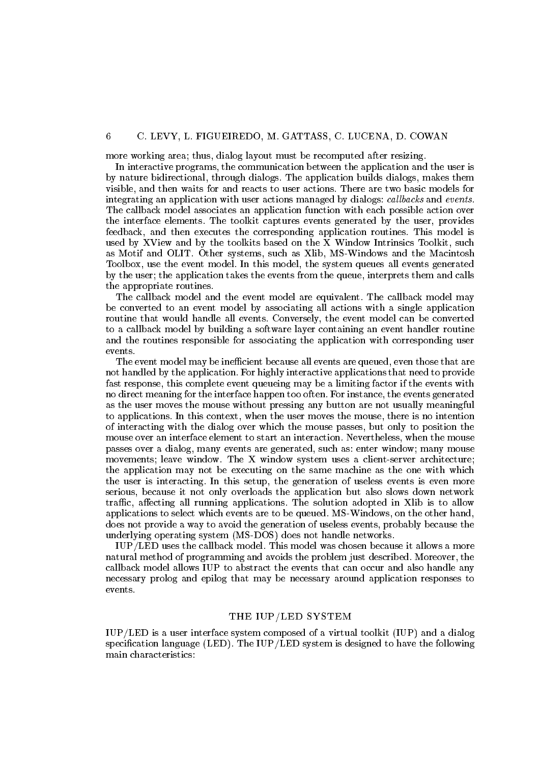more working area; thus, dialog layout must be recomputed after resizing.

In interactive programs, the communication between the application and the user is by nature bidirectional, through dialogs. The application builds dialogs, makes them visible, and then waits for and reacts to user actions. There are two basic models for integrating an application with user actions managed by dialogs: *callbacks* and *events*. The callback model associates an application function with each possible action over the interface elements. The toolkit captures events generated by the user, provides feedback, and then executes the corresponding application routines. This model is used by XView and by the toolkits based on the X Window Intrinsics Toolkit, such as Motif and OLIT. Other systems, such as Xlib, MS-Windows and the Macintosh Toolbox, use the event model. In this model, the system queues all events generated by the user; the application takes the events from the queue, interprets them and calls the appropriate routines.

The callback model and the event model are equivalent. The callback model may be converted to an event model by associating all actions with a single application routine that would handle all events. Conversely, the event model can be converted to a callback model by building a software layer containing an event handler routine and the routines responsible for associating the application with corresponding user events.

The event model may be inefficient because all events are queued, even those that are not handled by the application. For highly interactive applications that need to provide fast response, this complete event queueing may be a limiting factor if the events with no direct meaning for the interface happen too often. For instance, the events generated as the user moves the mouse without pressing any button are not usually meaningful to applications. In this context, when the user moves the mouse, there is no intention of interacting with the dialog over which the mouse passes, but only to position the mouse over an interface element to start an interaction. Nevertheless, when the mouse passes over a dialog, many events are generated, such as: enter window; many mouse movements; leave window. The X window system uses a client-server architecture; the application may not be executing on the same machine as the one with which the user is interacting. In this setup, the generation of useless events is even more serious, because it not only overloads the application but also slows down network traffic, affecting all running applications. The solution adopted in Xlib is to allow applications to select which events are to be queued. MS-Windows, on the other hand, does not provide a way to avoid the generation of useless events, probably because the underlying operating system (MS-DOS) does not handle networks.

IUP/LED uses the callback model. This model was chosen because it allows a more natural method of programming and avoids the problem just described. Moreover, the callback model allows IUP to abstract the events that can occur and also handle any necessary prolog and epilog that may be necessary around application responses to events.

## THE IUP/LED SYSTEM

IUP/LED is a user interface system composed of a virtual toolkit (IUP) and a dialog specification language (LED). The IUP/LED system is designed to have the following main characteristics: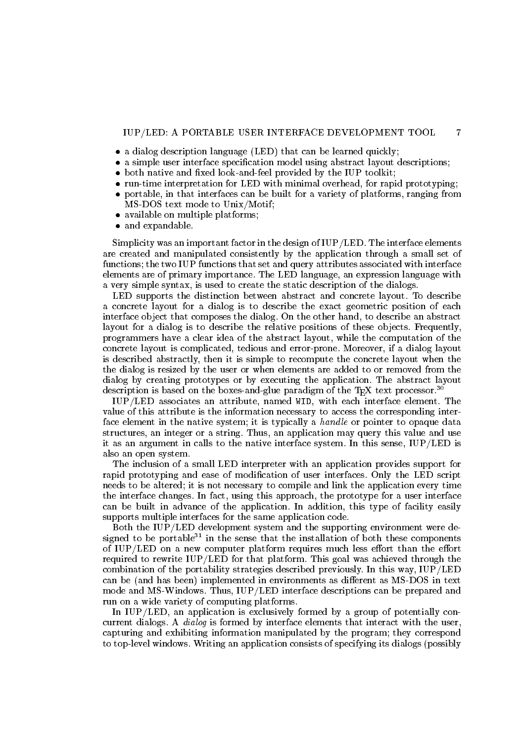- a dialog description language (LED) that can be learned quickly;
- a simple user interface specification model using abstract layout descriptions;
- both native and fixed look-and-feel provided by the IUP toolkit;
- run-time interpretation for LED with minimal overhead, for rapid prototyping;
- portable, in that interfaces can be built for a variety of platforms, ranging from MS-DOS text mode to Unix/Motif;
- available on multiple platforms;
- and expandable.

Simplicity was an important factor in the design of IUP/LED. The interface elements are created and manipulated consistently by the application through a small set of functions; the two IUP functions that set and query attributes associated with interface elements are of primary importance. The LED language, an expression language with a very simple syntax, is used to create the static description of the dialogs.

LED supports the distinction between abstract and concrete layout. To describe a concrete layout for a dialog is to describe the exact geometric position of each interface object that composes the dialog. On the other hand, to describe an abstract layout for a dialog is to describe the relative positions of these objects. Frequently, programmers have a clear idea of the abstract layout, while the computation of the concrete layout is complicated, tedious and error-prone. Moreover, if a dialog layout is described abstractly, then it is simple to recompute the concrete layout when the the dialog is resized by the user or when elements are added to or removed from the dialog by creating prototypes or by executing the application. The abstract layout description is based on the boxes-and-glue paradigm of the TEX text processor.[30]

IUP/LED associates an attribute, named `WID`, with each interface element. The value of this attribute is the information necessary to access the corresponding interface element in the native system; it is typically a *handle* or pointer to opaque data structures, an integer or a string. Thus, an application may query this value and use it as an argument in calls to the native interface system. In this sense, IUP/LED is also an open system.

The inclusion of a small LED interpreter with an application provides support for rapid prototyping and ease of modification of user interfaces. Only the LED script needs to be altered; it is not necessary to compile and link the application every time the interface changes. In fact, using this approach, the prototype for a user interface can be built in advance of the application. In addition, this type of facility easily supports multiple interfaces for the same application code.

Both the IUP/LED development system and the supporting environment were designed to be portable[31] in the sense that the installation of both these components of IUP/LED on a new computer platform requires much less effort than the effort required to rewrite IUP/LED for that platform. This goal was achieved through the combination of the portability strategies described previously. In this way, IUP/LED can be (and has been) implemented in environments as different as MS-DOS in text mode and MS-Windows. Thus, IUP/LED interface descriptions can be prepared and run on a wide variety of computing platforms.

In IUP/LED, an application is exclusively formed by a group of potentially concurrent dialogs. A *dialog* is formed by interface elements that interact with the user, capturing and exhibiting information manipulated by the program; they correspond to top-level windows. Writing an application consists of specifying its dialogs (possibly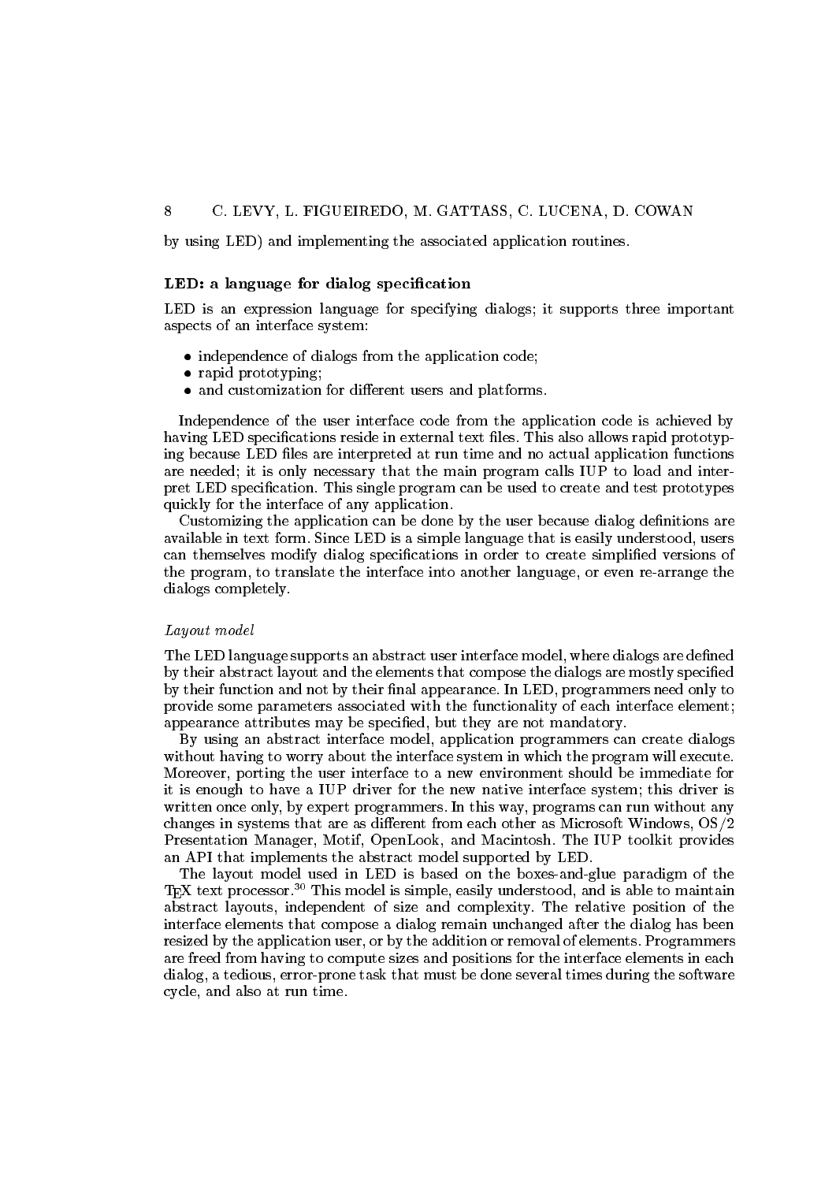by using LED) and implementing the associated application routines.

## LED: a language for dialog specification

LED is an expression language for specifying dialogs; it supports three important aspects of an interface system:

- independence of dialogs from the application code;
- rapid prototyping;
- and customization for different users and platforms.

Independence of the user interface code from the application code is achieved by having LED specifications reside in external text files. This also allows rapid prototyping because LED files are interpreted at run time and no actual application functions are needed; it is only necessary that the main program calls IUP to load and interpret LED specification. This single program can be used to create and test prototypes quickly for the interface of any application.

Customizing the application can be done by the user because dialog definitions are available in text form. Since LED is a simple language that is easily understood, users can themselves modify dialog specifications in order to create simplified versions of the program, to translate the interface into another language, or even re-arrange the dialogs completely.

### *Layout model*

The LED language supports an abstract user interface model, where dialogs are defined by their abstract layout and the elements that compose the dialogs are mostly specified by their function and not by their final appearance. In LED, programmers need only to provide some parameters associated with the functionality of each interface element; appearance attributes may be specified, but they are not mandatory.

By using an abstract interface model, application programmers can create dialogs without having to worry about the interface system in which the program will execute. Moreover, porting the user interface to a new environment should be immediate for it is enough to have a IUP driver for the new native interface system; this driver is written once only, by expert programmers. In this way, programs can run without any changes in systems that are as different from each other as Microsoft Windows, OS/2 Presentation Manager, Motif, OpenLook, and Macintosh. The IUP toolkit provides an API that implements the abstract model supported by LED.

The layout model used in LED is based on the boxes-and-glue paradigm of the TEX text processor.[30] This model is simple, easily understood, and is able to maintain abstract layouts, independent of size and complexity. The relative position of the interface elements that compose a dialog remain unchanged after the dialog has been resized by the application user, or by the addition or removal of elements. Programmers are freed from having to compute sizes and positions for the interface elements in each dialog, a tedious, error-prone task that must be done several times during the software cycle, and also at run time.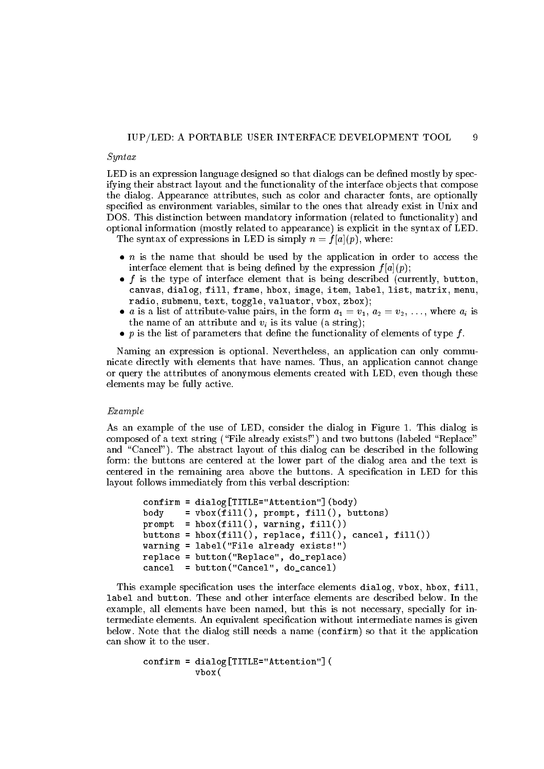*Syntax*

LED is an expression language designed so that dialogs can be defined mostly by specifying their abstract layout and the functionality of the interface objects that compose the dialog. Appearance attributes, such as color and character fonts, are optionally specified as environment variables, similar to the ones that already exist in Unix and DOS. This distinction between mandatory information (related to functionality) and optional information (mostly related to appearance) is explicit in the syntax of LED.

The syntax of expressions in LED is simply $n = f[a](p)$, where:

- $n$ is the name that should be used by the application in order to access the interface element that is being defined by the expression $f[a](p)$;
- $f$ is the type of interface element that is being described (currently, `button`, `canvas`, `dialog`, `fill`, `frame`, `hbox`, `image`, `item`, `label`, `list`, `matrix`, `menu`, `radio`, `submenu`, `text`, `toggle`, `valuator`, `vbox`, `zbox`);
- $a$ is a list of attribute-value pairs, in the form $a_1 = v_1$, $a_2 = v_2$, $\ldots$, where $a_i$ is the name of an attribute and $v_i$ is its value (a string);
- $p$ is the list of parameters that define the functionality of elements of type $f$.

Naming an expression is optional. Nevertheless, an application can only communicate directly with elements that have names. Thus, an application cannot change or query the attributes of anonymous elements created with LED, even though these elements may be fully active.

*Example*

As an example of the use of LED, consider the dialog in Figure 1. This dialog is composed of a text string ("File already exists!") and two buttons (labeled "Replace" and "Cancel"). The abstract layout of this dialog can be described in the following form: the buttons are centered at the lower part of the dialog area and the text is centered in the remaining area above the buttons. A specification in LED for this layout follows immediately from this verbal description:

```
confirm = dialog[TITLE="Attention"](body)
body    = vbox(fill(), prompt, fill(), buttons)
prompt  = hbox(fill(), warning, fill())
buttons = hbox(fill(), replace, fill(), cancel, fill())
warning = label("File already exists!")
replace = button("Replace", do_replace)
cancel  = button("Cancel", do_cancel)
```

This example specification uses the interface elements `dialog`, `vbox`, `hbox`, `fill`, `label` and `button`. These and other interface elements are described below. In the example, all elements have been named, but this is not necessary, specially for intermediate elements. An equivalent specification without intermediate names is given below. Note that the dialog still needs a name (`confirm`) so that it the application can show it to the user.

```
confirm = dialog[TITLE="Attention"](
          vbox(
```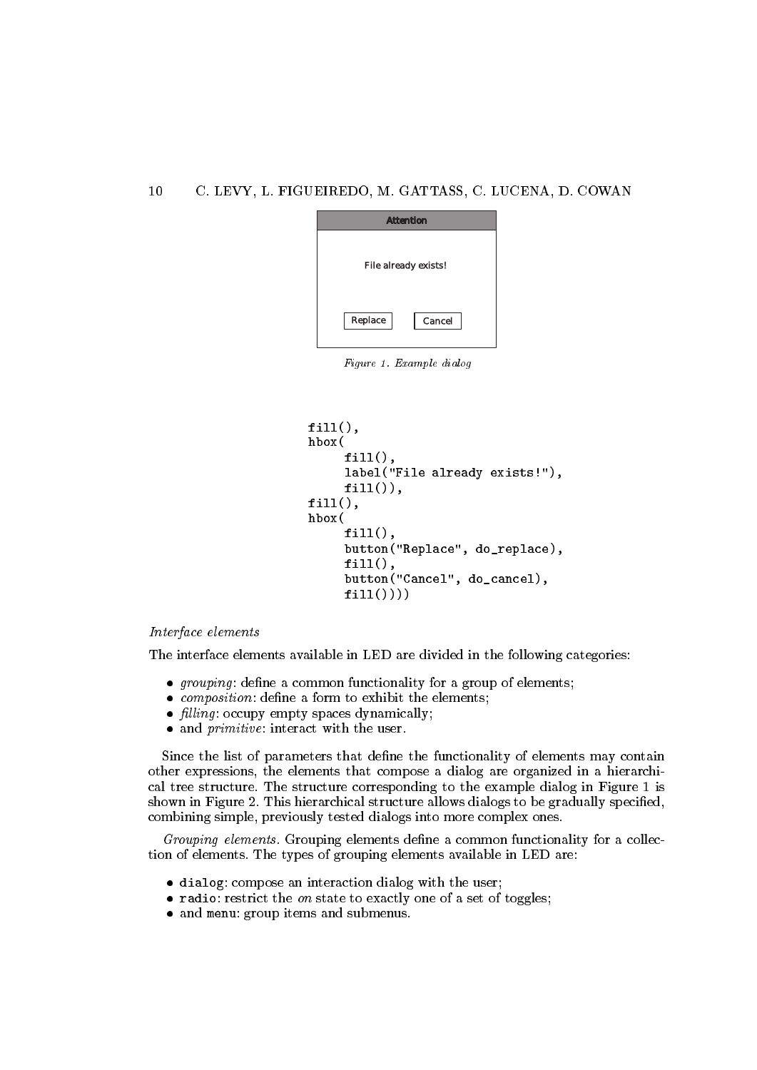Attention

File already exists!

Replace Cancel

*Figure 1. Example dialog*

```
fill(),
hbox(
     fill(),
     label("File already exists!"),
     fill()),
fill(),
hbox(
     fill(),
     button("Replace", do_replace),
     fill(),
     button("Cancel", do_cancel),
     fill())))
```

*Interface elements*

The interface elements available in LED are divided in the following categories:

- *grouping*: define a common functionality for a group of elements;
- *composition*: define a form to exhibit the elements;
- *filling*: occupy empty spaces dynamically;
- and *primitive*: interact with the user.

Since the list of parameters that define the functionality of elements may contain other expressions, the elements that compose a dialog are organized in a hierarchical tree structure. The structure corresponding to the example dialog in Figure 1 is shown in Figure 2. This hierarchical structure allows dialogs to be gradually specified, combining simple, previously tested dialogs into more complex ones.

*Grouping elements.* Grouping elements define a common functionality for a collection of elements. The types of grouping elements available in LED are:

- `dialog`: compose an interaction dialog with the user;
- `radio`: restrict the *on* state to exactly one of a set of toggles;
- and `menu`: group items and submenus.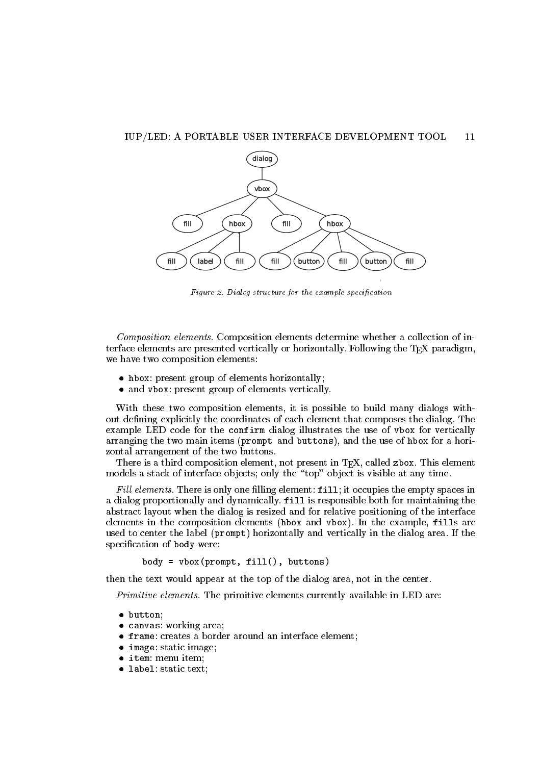*Figure 2. Dialog structure for the example specification*

*Composition elements.* Composition elements determine whether a collection of interface elements are presented vertically or horizontally. Following the TEX paradigm, we have two composition elements:

- `hbox`: present group of elements horizontally;
- and `vbox`: present group of elements vertically.

With these two composition elements, it is possible to build many dialogs without defining explicitly the coordinates of each element that composes the dialog. The example LED code for the `confirm` dialog illustrates the use of `vbox` for vertically arranging the two main items (`prompt` and `buttons`), and the use of `hbox` for a horizontal arrangement of the two buttons.

There is a third composition element, not present in TEX, called `zbox`. This element models a stack of interface objects; only the "top" object is visible at any time.

*Fill elements.* There is only one filling element: `fill`; it occupies the empty spaces in a dialog proportionally and dynamically. `fill` is responsible both for maintaining the abstract layout when the dialog is resized and for relative positioning of the interface elements in the composition elements (`hbox` and `vbox`). In the example, `fill`s are used to center the label (`prompt`) horizontally and vertically in the dialog area. If the specification of `body` were:

```
body = vbox(prompt, fill(), buttons)
```

then the text would appear at the top of the dialog area, not in the center.

*Primitive elements.* The primitive elements currently available in LED are:

- `button`;
- `canvas`: working area;
- `frame`: creates a border around an interface element;
- `image`: static image;
- `item`: menu item;
- `label`: static text;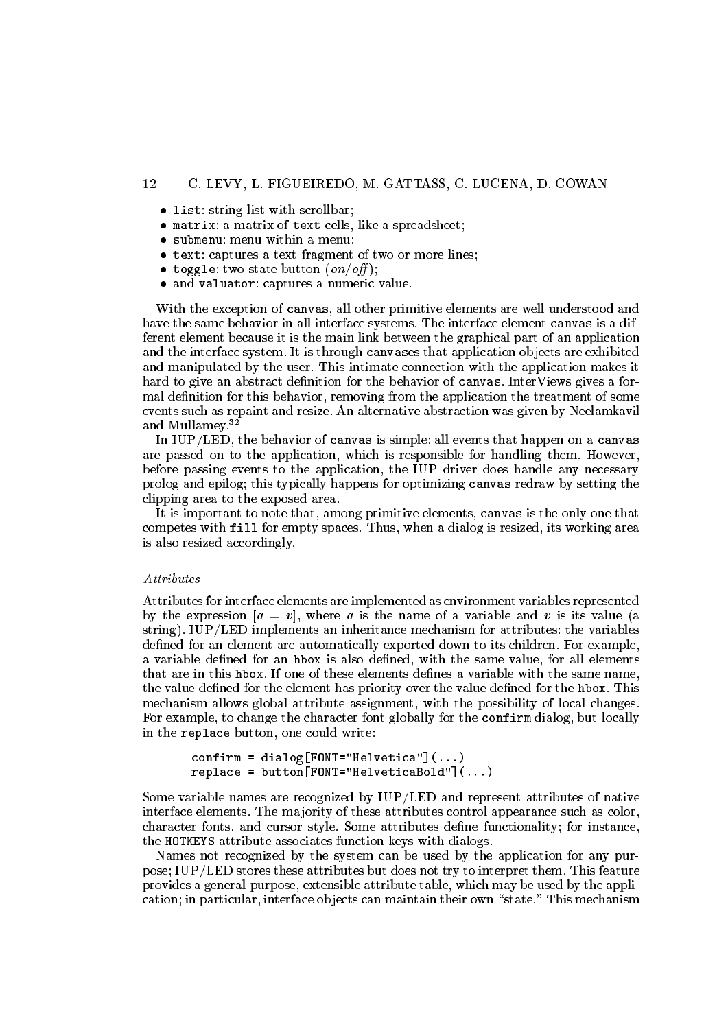- `list`: string list with scrollbar;
- `matrix`: a matrix of `text` cells, like a spreadsheet;
- `submenu`: menu within a menu;
- `text`: captures a text fragment of two or more lines;
- `toggle`: two-state button (*on*/*off*);
- and `valuator`: captures a numeric value.

With the exception of `canvas`, all other primitive elements are well understood and have the same behavior in all interface systems. The interface element `canvas` is a different element because it is the main link between the graphical part of an application and the interface system. It is through `canvas`es that application objects are exhibited and manipulated by the user. This intimate connection with the application makes it hard to give an abstract definition for the behavior of `canvas`. InterViews gives a formal definition for this behavior, removing from the application the treatment of some events such as repaint and resize. An alternative abstraction was given by Neelamkavil and Mullamey.[32]

In IUP/LED, the behavior of `canvas` is simple: all events that happen on a `canvas` are passed on to the application, which is responsible for handling them. However, before passing events to the application, the IUP driver does handle any necessary prolog and epilog; this typically happens for optimizing `canvas` redraw by setting the clipping area to the exposed area.

It is important to note that, among primitive elements, `canvas` is the only one that competes with `fill` for empty spaces. Thus, when a dialog is resized, its working area is also resized accordingly.

### *Attributes*

Attributes for interface elements are implemented as environment variables represented by the expression $[a = v]$, where $a$ is the name of a variable and $v$ is its value (a string). IUP/LED implements an inheritance mechanism for attributes: the variables defined for an element are automatically exported down to its children. For example, a variable defined for an `hbox` is also defined, with the same value, for all elements that are in this `hbox`. If one of these elements defines a variable with the same name, the value defined for the element has priority over the value defined for the `hbox`. This mechanism allows global attribute assignment, with the possibility of local changes. For example, to change the character font globally for the `confirm` dialog, but locally in the `replace` button, one could write:

```
confirm = dialog[FONT="Helvetica"](...)
replace = button[FONT="HelveticaBold"](...)
```

Some variable names are recognized by IUP/LED and represent attributes of native interface elements. The majority of these attributes control appearance such as color, character fonts, and cursor style. Some attributes define functionality; for instance, the `HOTKEYS` attribute associates function keys with dialogs.

Names not recognized by the system can be used by the application for any purpose; IUP/LED stores these attributes but does not try to interpret them. This feature provides a general-purpose, extensible attribute table, which may be used by the application; in particular, interface objects can maintain their own "state." This mechanism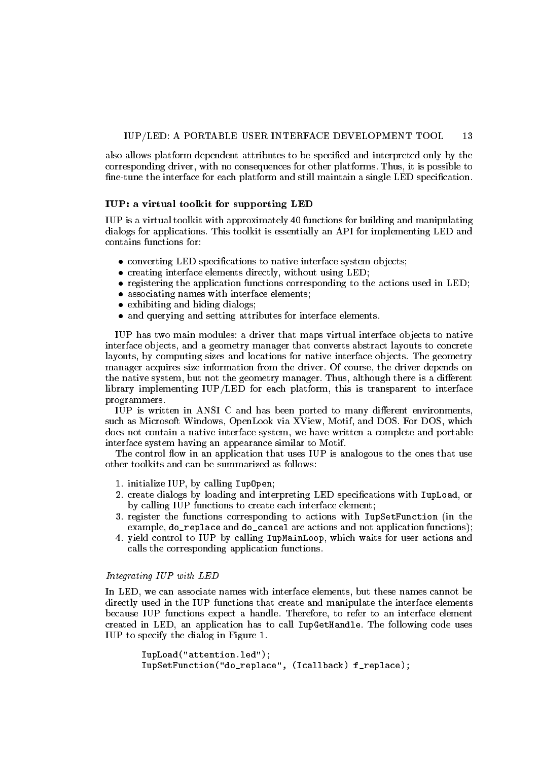also allows platform dependent attributes to be specified and interpreted only by the corresponding driver, with no consequences for other platforms. Thus, it is possible to fine-tune the interface for each platform and still maintain a single LED specification.

### IUP: a virtual toolkit for supporting LED

IUP is a virtual toolkit with approximately 40 functions for building and manipulating dialogs for applications. This toolkit is essentially an API for implementing LED and contains functions for:

- converting LED specifications to native interface system objects;
- creating interface elements directly, without using LED;
- registering the application functions corresponding to the actions used in LED;
- associating names with interface elements;
- exhibiting and hiding dialogs;
- and querying and setting attributes for interface elements.

IUP has two main modules: a driver that maps virtual interface objects to native interface objects, and a geometry manager that converts abstract layouts to concrete layouts, by computing sizes and locations for native interface objects. The geometry manager acquires size information from the driver. Of course, the driver depends on the native system, but not the geometry manager. Thus, although there is a different library implementing IUP/LED for each platform, this is transparent to interface programmers.

IUP is written in ANSI C and has been ported to many different environments, such as Microsoft Windows, OpenLook via XView, Motif, and DOS. For DOS, which does not contain a native interface system, we have written a complete and portable interface system having an appearance similar to Motif.

The control flow in an application that uses IUP is analogous to the ones that use other toolkits and can be summarized as follows:

1. initialize IUP, by calling `IupOpen`;
2. create dialogs by loading and interpreting LED specifications with `IupLoad`, or by calling IUP functions to create each interface element;
3. register the functions corresponding to actions with `IupSetFunction` (in the example, `do_replace` and `do_cancel` are actions and not application functions);
4. yield control to IUP by calling `IupMainLoop`, which waits for user actions and calls the corresponding application functions.

#### *Integrating IUP with LED*

In LED, we can associate names with interface elements, but these names cannot be directly used in the IUP functions that create and manipulate the interface elements because IUP functions expect a handle. Therefore, to refer to an interface element created in LED, an application has to call `IupGetHandle`. The following code uses IUP to specify the dialog in Figure 1.

```
IupLoad("attention.led");
IupSetFunction("do_replace", (Icallback) f_replace);
```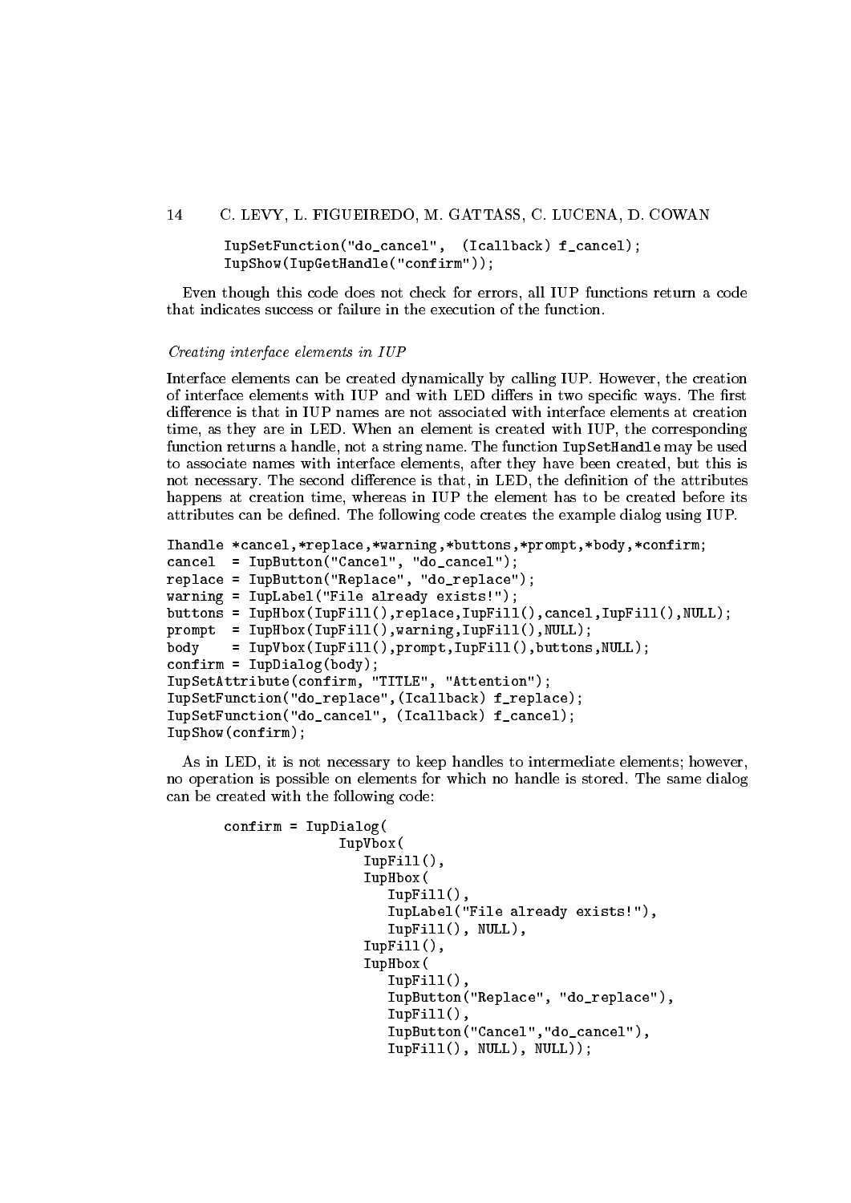```
IupSetFunction("do_cancel",  (Icallback) f_cancel);
IupShow(IupGetHandle("confirm"));
```

Even though this code does not check for errors, all IUP functions return a code that indicates success or failure in the execution of the function.

*Creating interface elements in IUP*

Interface elements can be created dynamically by calling IUP. However, the creation of interface elements with IUP and with LED differs in two specific ways. The first difference is that in IUP names are not associated with interface elements at creation time, as they are in LED. When an element is created with IUP, the corresponding function returns a handle, not a string name. The function `IupSetHandle` may be used to associate names with interface elements, after they have been created, but this is not necessary. The second difference is that, in LED, the definition of the attributes happens at creation time, whereas in IUP the element has to be created before its attributes can be defined. The following code creates the example dialog using IUP.

```
Ihandle *cancel,*replace,*warning,*buttons,*prompt,*body,*confirm;
cancel  = IupButton("Cancel", "do_cancel");
replace = IupButton("Replace", "do_replace");
warning = IupLabel("File already exists!");
buttons = IupHbox(IupFill(),replace,IupFill(),cancel,IupFill(),NULL);
prompt  = IupHbox(IupFill(),warning,IupFill(),NULL);
body    = IupVbox(IupFill(),prompt,IupFill(),buttons,NULL);
confirm = IupDialog(body);
IupSetAttribute(confirm, "TITLE", "Attention");
IupSetFunction("do_replace",(Icallback) f_replace);
IupSetFunction("do_cancel", (Icallback) f_cancel);
IupShow(confirm);
```

As in LED, it is not necessary to keep handles to intermediate elements; however, no operation is possible on elements for which no handle is stored. The same dialog can be created with the following code:

```
confirm = IupDialog(
              IupVbox(
                 IupFill(),
                 IupHbox(
                    IupFill(),
                    IupLabel("File already exists!"),
                    IupFill(), NULL),
                 IupFill(),
                 IupHbox(
                    IupFill(),
                    IupButton("Replace", "do_replace"),
                    IupFill(),
                    IupButton("Cancel","do_cancel"),
                    IupFill(), NULL), NULL));
```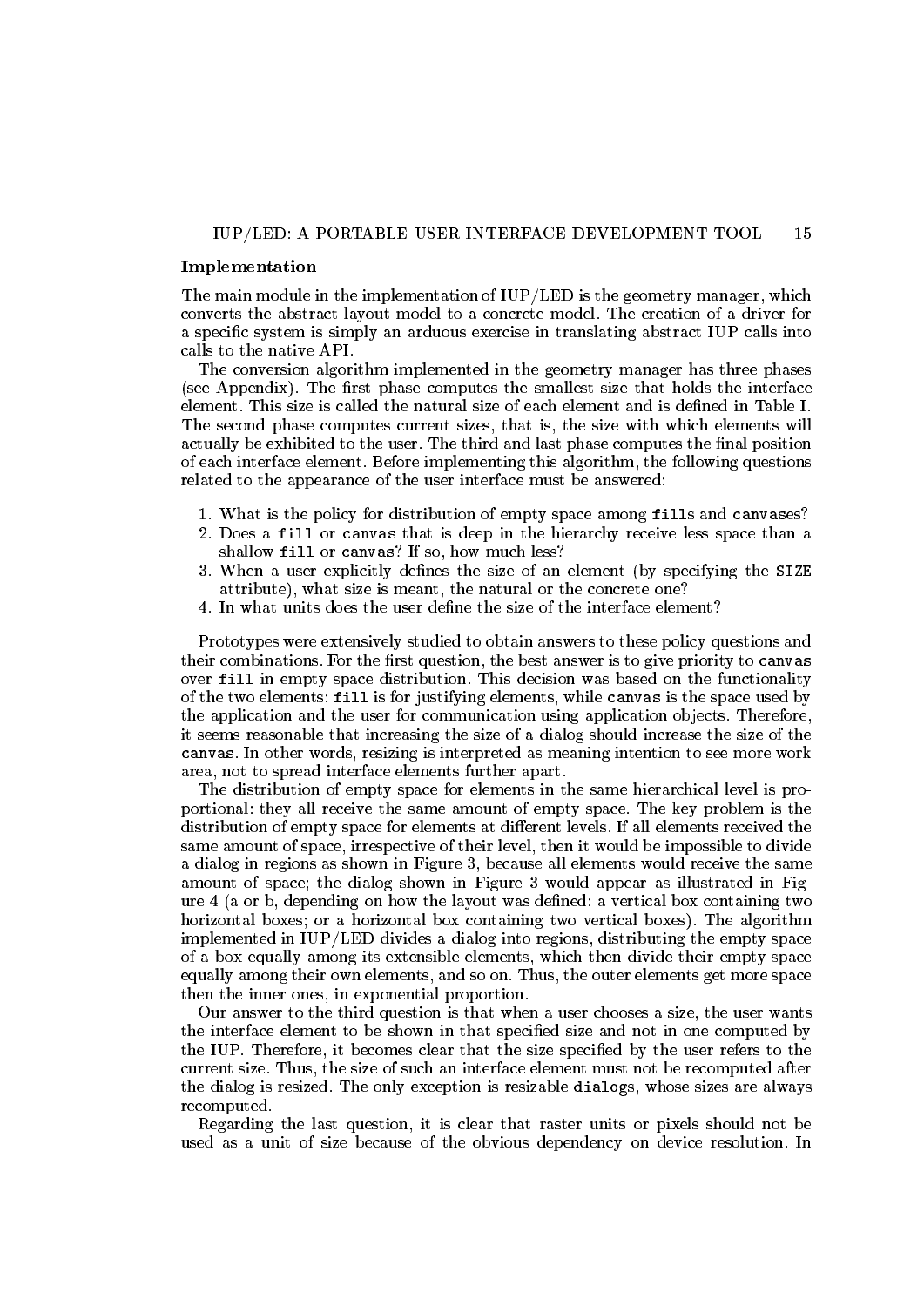**Implementation**

The main module in the implementation of IUP/LED is the geometry manager, which converts the abstract layout model to a concrete model. The creation of a driver for a specific system is simply an arduous exercise in translating abstract IUP calls into calls to the native API.

The conversion algorithm implemented in the geometry manager has three phases (see Appendix). The first phase computes the smallest size that holds the interface element. This size is called the natural size of each element and is defined in Table I. The second phase computes current sizes, that is, the size with which elements will actually be exhibited to the user. The third and last phase computes the final position of each interface element. Before implementing this algorithm, the following questions related to the appearance of the user interface must be answered:

1. What is the policy for distribution of empty space among `fill`s and `canvas`es?
2. Does a `fill` or `canvas` that is deep in the hierarchy receive less space than a shallow `fill` or `canvas`? If so, how much less?
3. When a user explicitly defines the size of an element (by specifying the `SIZE` attribute), what size is meant, the natural or the concrete one?
4. In what units does the user define the size of the interface element?

Prototypes were extensively studied to obtain answers to these policy questions and their combinations. For the first question, the best answer is to give priority to `canvas` over `fill` in empty space distribution. This decision was based on the functionality of the two elements: `fill` is for justifying elements, while `canvas` is the space used by the application and the user for communication using application objects. Therefore, it seems reasonable that increasing the size of a dialog should increase the size of the `canvas`. In other words, resizing is interpreted as meaning intention to see more work area, not to spread interface elements further apart.

The distribution of empty space for elements in the same hierarchical level is proportional: they all receive the same amount of empty space. The key problem is the distribution of empty space for elements at different levels. If all elements received the same amount of space, irrespective of their level, then it would be impossible to divide a dialog in regions as shown in Figure 3, because all elements would receive the same amount of space; the dialog shown in Figure 3 would appear as illustrated in Figure 4 (a or b, depending on how the layout was defined: a vertical box containing two horizontal boxes; or a horizontal box containing two vertical boxes). The algorithm implemented in IUP/LED divides a dialog into regions, distributing the empty space of a box equally among its extensible elements, which then divide their empty space equally among their own elements, and so on. Thus, the outer elements get more space then the inner ones, in exponential proportion.

Our answer to the third question is that when a user chooses a size, the user wants the interface element to be shown in that specified size and not in one computed by the IUP. Therefore, it becomes clear that the size specified by the user refers to the current size. Thus, the size of such an interface element must not be recomputed after the dialog is resized. The only exception is resizable `dialog`s, whose sizes are always recomputed.

Regarding the last question, it is clear that raster units or pixels should not be used as a unit of size because of the obvious dependency on device resolution. In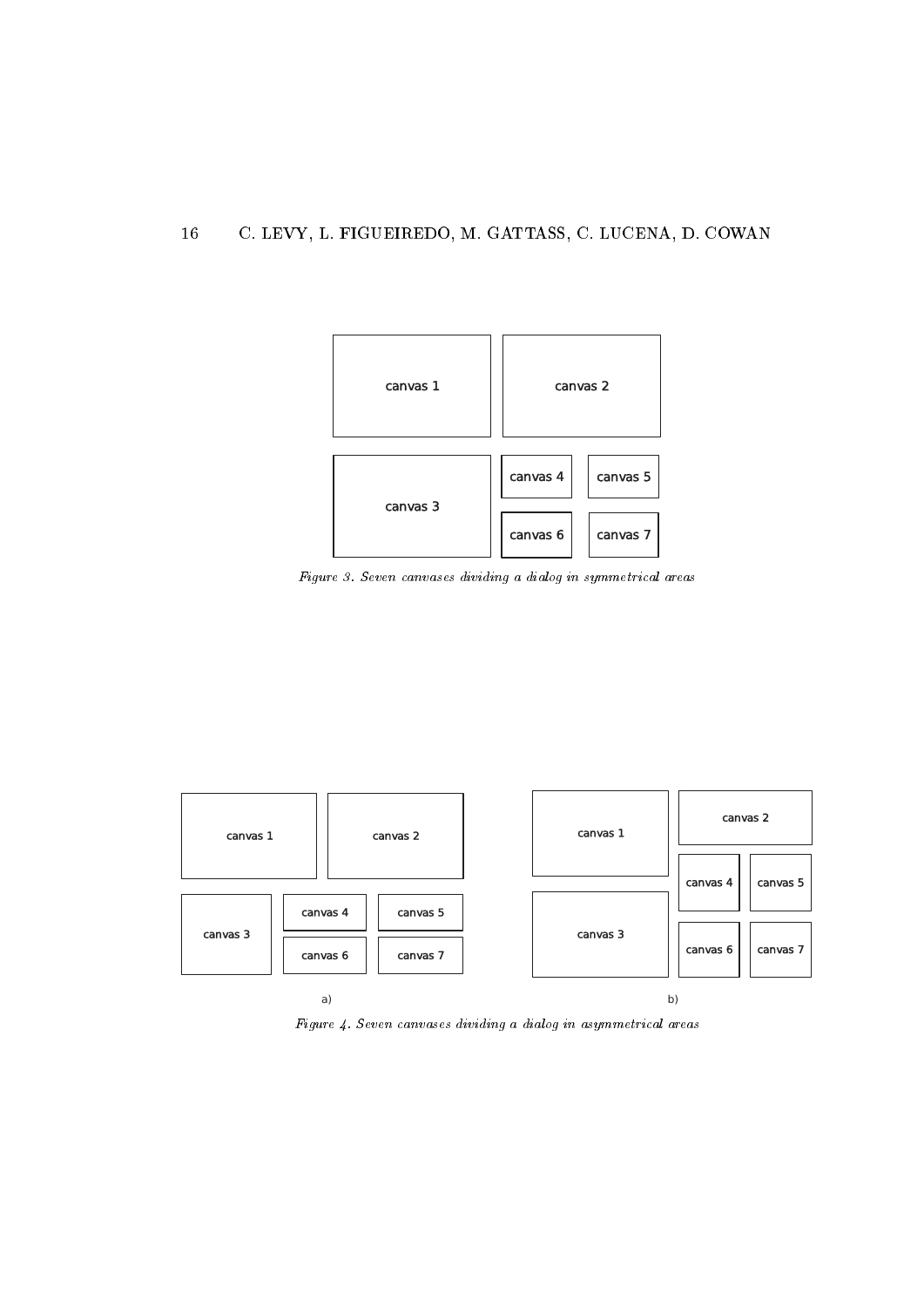canvas 1

canvas 2

canvas 3

canvas 4

canvas 5

canvas 6

canvas 7

*Figure 3. Seven canvases dividing a dialog in symmetrical areas*

canvas 1

canvas 2

canvas 3

canvas 4

canvas 5

canvas 6

canvas 7

a)

canvas 1

canvas 2

canvas 3

canvas 4

canvas 5

canvas 6

canvas 7

b)

*Figure 4. Seven canvases dividing a dialog in asymmetrical areas*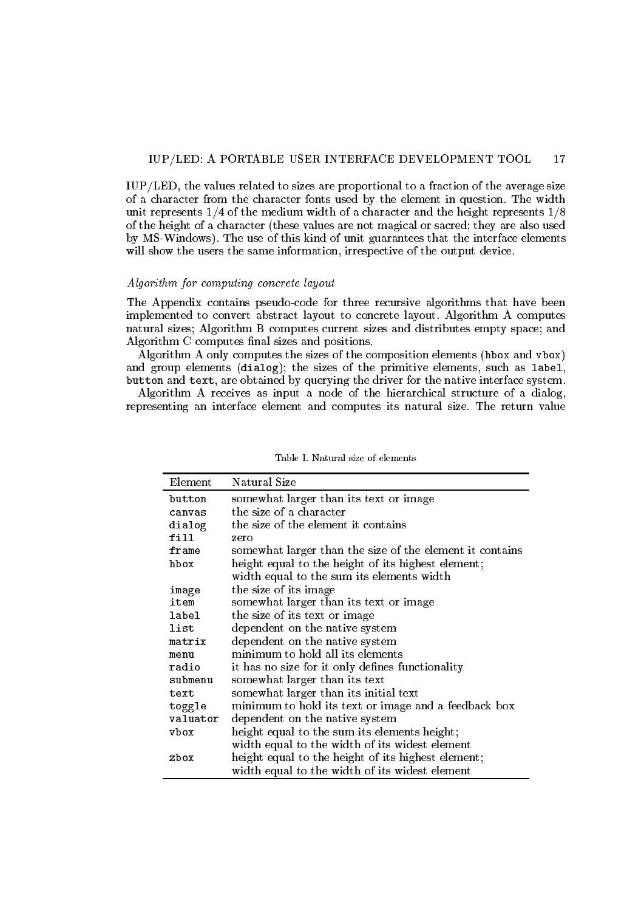IUP/LED, the values related to sizes are proportional to a fraction of the average size of a character from the character fonts used by the element in question. The width unit represents 1/4 of the medium width of a character and the height represents 1/8 of the height of a character (these values are not magical or sacred; they are also used by MS-Windows). The use of this kind of unit guarantees that the interface elements will show the users the same information, irrespective of the output device.

### *Algorithm for computing concrete layout*

The Appendix contains pseudo-code for three recursive algorithms that have been implemented to convert abstract layout to concrete layout. Algorithm A computes natural sizes; Algorithm B computes current sizes and distributes empty space; and Algorithm C computes final sizes and positions.

Algorithm A only computes the sizes of the composition elements (`hbox` and `vbox`) and group elements (`dialog`); the sizes of the primitive elements, such as `label`, `button` and `text`, are obtained by querying the driver for the native interface system.

Algorithm A receives as input a node of the hierarchical structure of a dialog, representing an interface element and computes its natural size. The return value

Table I. Natural size of elements

| Element | Natural Size |
|---|---|
| `button` | somewhat larger than its text or image |
| `canvas` | the size of a character |
| `dialog` | the size of the element it contains |
| `fill` | zero |
| `frame` | somewhat larger than the size of the element it contains |
| `hbox` | height equal to the height of its highest element; width equal to the sum its elements width |
| `image` | the size of its image |
| `item` | somewhat larger than its text or image |
| `label` | the size of its text or image |
| `list` | dependent on the native system |
| `matrix` | dependent on the native system |
| `menu` | minimum to hold all its elements |
| `radio` | it has no size for it only defines functionality |
| `submenu` | somewhat larger than its text |
| `text` | somewhat larger than its initial text |
| `toggle` | minimum to hold its text or image and a feedback box |
| `valuator` | dependent on the native system |
| `vbox` | height equal to the sum its elements height; width equal to the width of its widest element |
| `zbox` | height equal to the height of its highest element; width equal to the width of its widest element |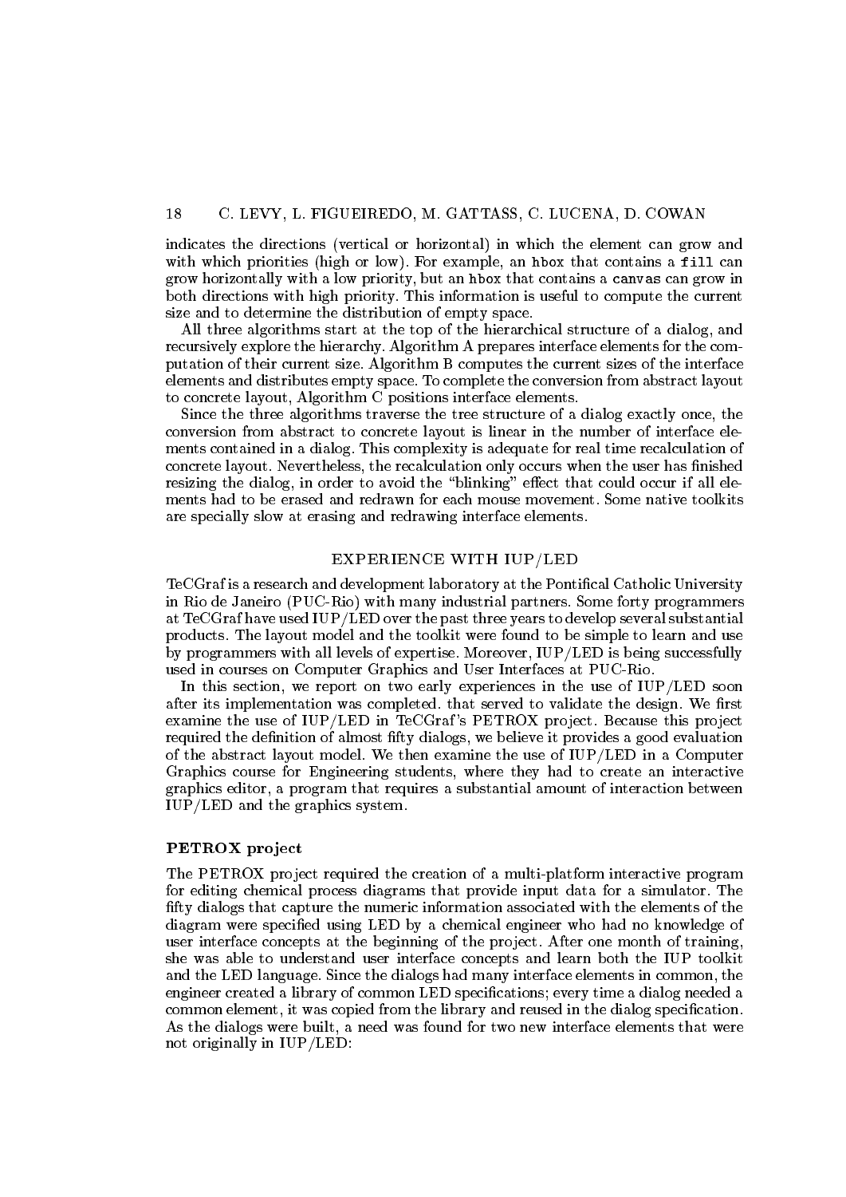indicates the directions (vertical or horizontal) in which the element can grow and with which priorities (high or low). For example, an `hbox` that contains a `fill` can grow horizontally with a low priority, but an `hbox` that contains a `canvas` can grow in both directions with high priority. This information is useful to compute the current size and to determine the distribution of empty space.

All three algorithms start at the top of the hierarchical structure of a dialog, and recursively explore the hierarchy. Algorithm A prepares interface elements for the computation of their current size. Algorithm B computes the current sizes of the interface elements and distributes empty space. To complete the conversion from abstract layout to concrete layout, Algorithm C positions interface elements.

Since the three algorithms traverse the tree structure of a dialog exactly once, the conversion from abstract to concrete layout is linear in the number of interface elements contained in a dialog. This complexity is adequate for real time recalculation of concrete layout. Nevertheless, the recalculation only occurs when the user has finished resizing the dialog, in order to avoid the "blinking" effect that could occur if all elements had to be erased and redrawn for each mouse movement. Some native toolkits are specially slow at erasing and redrawing interface elements.

## EXPERIENCE WITH IUP/LED

TeCGraf is a research and development laboratory at the Pontifical Catholic University in Rio de Janeiro (PUC-Rio) with many industrial partners. Some forty programmers at TeCGraf have used IUP/LED over the past three years to develop several substantial products. The layout model and the toolkit were found to be simple to learn and use by programmers with all levels of expertise. Moreover, IUP/LED is being successfully used in courses on Computer Graphics and User Interfaces at PUC-Rio.

In this section, we report on two early experiences in the use of IUP/LED soon after its implementation was completed. that served to validate the design. We first examine the use of IUP/LED in TeCGraf's PETROX project. Because this project required the definition of almost fifty dialogs, we believe it provides a good evaluation of the abstract layout model. We then examine the use of IUP/LED in a Computer Graphics course for Engineering students, where they had to create an interactive graphics editor, a program that requires a substantial amount of interaction between IUP/LED and the graphics system.

### PETROX project

The PETROX project required the creation of a multi-platform interactive program for editing chemical process diagrams that provide input data for a simulator. The fifty dialogs that capture the numeric information associated with the elements of the diagram were specified using LED by a chemical engineer who had no knowledge of user interface concepts at the beginning of the project. After one month of training, she was able to understand user interface concepts and learn both the IUP toolkit and the LED language. Since the dialogs had many interface elements in common, the engineer created a library of common LED specifications; every time a dialog needed a common element, it was copied from the library and reused in the dialog specification. As the dialogs were built, a need was found for two new interface elements that were not originally in IUP/LED: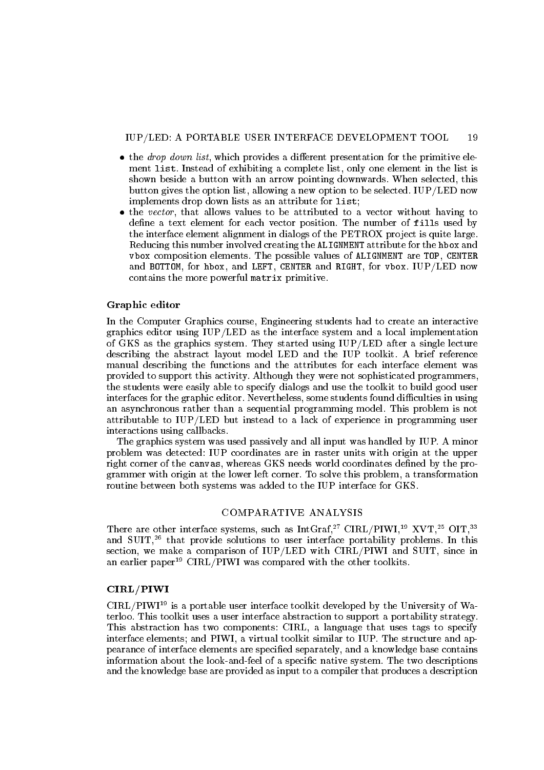- the *drop down list*, which provides a different presentation for the primitive element `list`. Instead of exhibiting a complete list, only one element in the list is shown beside a button with an arrow pointing downwards. When selected, this button gives the option list, allowing a new option to be selected. IUP/LED now implements drop down lists as an attribute for `list`;
- the *vector*, that allows values to be attributed to a vector without having to define a text element for each vector position. The number of `fills` used by the interface element alignment in dialogs of the PETROX project is quite large. Reducing this number involved creating the `ALIGNMENT` attribute for the `hbox` and `vbox` composition elements. The possible values of `ALIGNMENT` are `TOP`, `CENTER` and `BOTTOM`, for `hbox`, and `LEFT`, `CENTER` and `RIGHT`, for `vbox`. IUP/LED now contains the more powerful `matrix` primitive.

### Graphic editor

In the Computer Graphics course, Engineering students had to create an interactive graphics editor using IUP/LED as the interface system and a local implementation of GKS as the graphics system. They started using IUP/LED after a single lecture describing the abstract layout model LED and the IUP toolkit. A brief reference manual describing the functions and the attributes for each interface element was provided to support this activity. Although they were not sophisticated programmers, the students were easily able to specify dialogs and use the toolkit to build good user interfaces for the graphic editor. Nevertheless, some students found difficulties in using an asynchronous rather than a sequential programming model. This problem is not attributable to IUP/LED but instead to a lack of experience in programming user interactions using callbacks.

The graphics system was used passively and all input was handled by IUP. A minor problem was detected: IUP coordinates are in raster units with origin at the upper right corner of the `canvas`, whereas GKS needs world coordinates defined by the programmer with origin at the lower left corner. To solve this problem, a transformation routine between both systems was added to the IUP interface for GKS.

## COMPARATIVE ANALYSIS

There are other interface systems, such as IntGraf,[27] CIRL/PIWI,[19] XVT,[25] OIT,[33] and SUIT,[26] that provide solutions to user interface portability problems. In this section, we make a comparison of IUP/LED with CIRL/PIWI and SUIT, since in an earlier paper[19] CIRL/PIWI was compared with the other toolkits.

### CIRL/PIWI

CIRL/PIWI[19] is a portable user interface toolkit developed by the University of Waterloo. This toolkit uses a user interface abstraction to support a portability strategy. This abstraction has two components: CIRL, a language that uses tags to specify interface elements; and PIWI, a virtual toolkit similar to IUP. The structure and appearance of interface elements are specified separately, and a knowledge base contains information about the look-and-feel of a specific native system. The two descriptions and the knowledge base are provided as input to a compiler that produces a description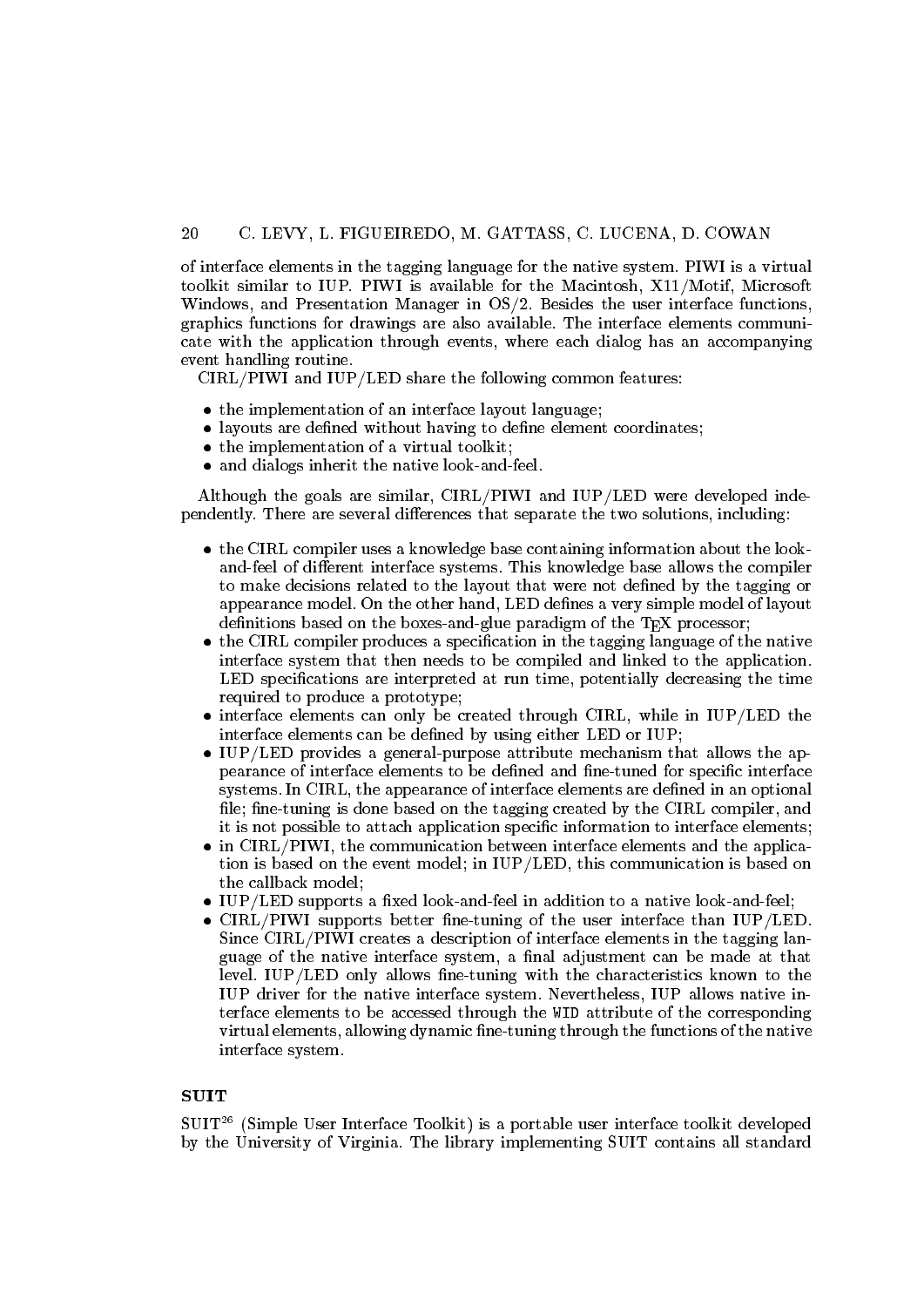of interface elements in the tagging language for the native system. PIWI is a virtual toolkit similar to IUP. PIWI is available for the Macintosh, X11/Motif, Microsoft Windows, and Presentation Manager in OS/2. Besides the user interface functions, graphics functions for drawings are also available. The interface elements communicate with the application through events, where each dialog has an accompanying event handling routine.

CIRL/PIWI and IUP/LED share the following common features:

- the implementation of an interface layout language;
- layouts are defined without having to define element coordinates;
- the implementation of a virtual toolkit;
- and dialogs inherit the native look-and-feel.

Although the goals are similar, CIRL/PIWI and IUP/LED were developed independently. There are several differences that separate the two solutions, including:

- the CIRL compiler uses a knowledge base containing information about the look-and-feel of different interface systems. This knowledge base allows the compiler to make decisions related to the layout that were not defined by the tagging or appearance model. On the other hand, LED defines a very simple model of layout definitions based on the boxes-and-glue paradigm of the TEX processor;
- the CIRL compiler produces a specification in the tagging language of the native interface system that then needs to be compiled and linked to the application. LED specifications are interpreted at run time, potentially decreasing the time required to produce a prototype;
- interface elements can only be created through CIRL, while in IUP/LED the interface elements can be defined by using either LED or IUP;
- IUP/LED provides a general-purpose attribute mechanism that allows the appearance of interface elements to be defined and fine-tuned for specific interface systems. In CIRL, the appearance of interface elements are defined in an optional file; fine-tuning is done based on the tagging created by the CIRL compiler, and it is not possible to attach application specific information to interface elements;
- in CIRL/PIWI, the communication between interface elements and the application is based on the event model; in IUP/LED, this communication is based on the callback model;
- IUP/LED supports a fixed look-and-feel in addition to a native look-and-feel;
- CIRL/PIWI supports better fine-tuning of the user interface than IUP/LED. Since CIRL/PIWI creates a description of interface elements in the tagging language of the native interface system, a final adjustment can be made at that level. IUP/LED only allows fine-tuning with the characteristics known to the IUP driver for the native interface system. Nevertheless, IUP allows native interface elements to be accessed through the `WID` attribute of the corresponding virtual elements, allowing dynamic fine-tuning through the functions of the native interface system.

### SUIT

SUIT[26] (Simple User Interface Toolkit) is a portable user interface toolkit developed by the University of Virginia. The library implementing SUIT contains all standard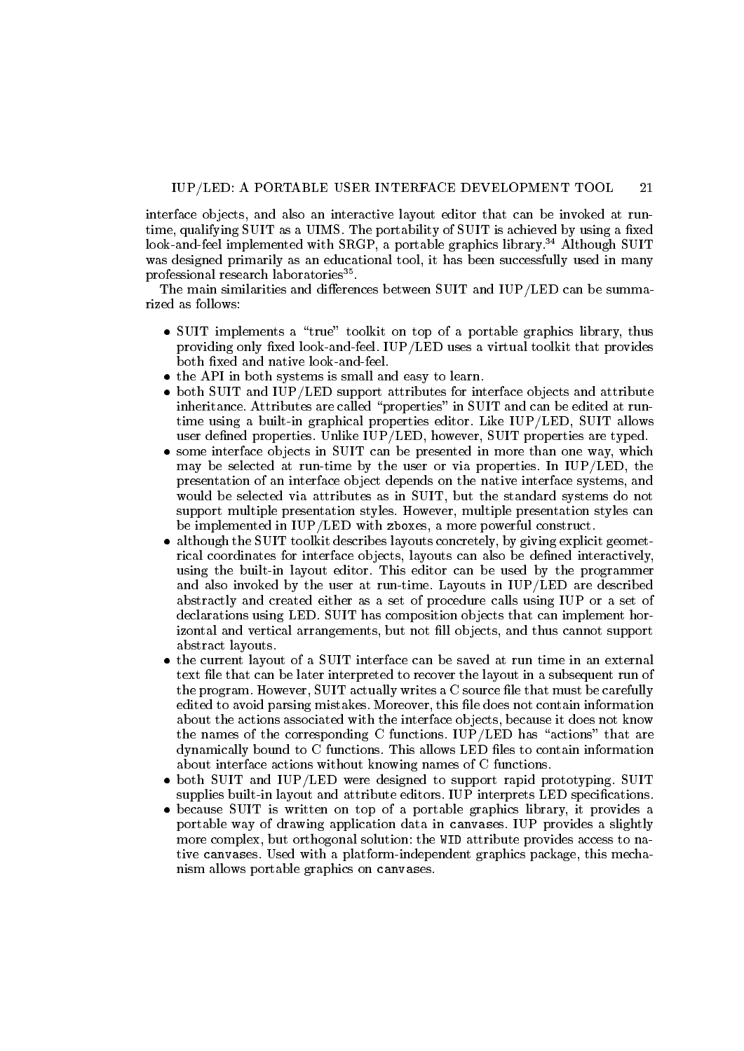interface objects, and also an interactive layout editor that can be invoked at run-time, qualifying SUIT as a UIMS. The portability of SUIT is achieved by using a fixed look-and-feel implemented with SRGP, a portable graphics library.[34] Although SUIT was designed primarily as an educational tool, it has been successfully used in many professional research laboratories[35].

The main similarities and differences between SUIT and IUP/LED can be summarized as follows:

- SUIT implements a "true" toolkit on top of a portable graphics library, thus providing only fixed look-and-feel. IUP/LED uses a virtual toolkit that provides both fixed and native look-and-feel.
- the API in both systems is small and easy to learn.
- both SUIT and IUP/LED support attributes for interface objects and attribute inheritance. Attributes are called "properties" in SUIT and can be edited at run-time using a built-in graphical properties editor. Like IUP/LED, SUIT allows user defined properties. Unlike IUP/LED, however, SUIT properties are typed.
- some interface objects in SUIT can be presented in more than one way, which may be selected at run-time by the user or via properties. In IUP/LED, the presentation of an interface object depends on the native interface systems, and would be selected via attributes as in SUIT, but the standard systems do not support multiple presentation styles. However, multiple presentation styles can be implemented in IUP/LED with `zboxes`, a more powerful construct.
- although the SUIT toolkit describes layouts concretely, by giving explicit geometrical coordinates for interface objects, layouts can also be defined interactively, using the built-in layout editor. This editor can be used by the programmer and also invoked by the user at run-time. Layouts in IUP/LED are described abstractly and created either as a set of procedure calls using IUP or a set of declarations using LED. SUIT has composition objects that can implement horizontal and vertical arrangements, but not fill objects, and thus cannot support abstract layouts.
- the current layout of a SUIT interface can be saved at run time in an external text file that can be later interpreted to recover the layout in a subsequent run of the program. However, SUIT actually writes a C source file that must be carefully edited to avoid parsing mistakes. Moreover, this file does not contain information about the actions associated with the interface objects, because it does not know the names of the corresponding C functions. IUP/LED has "actions" that are dynamically bound to C functions. This allows LED files to contain information about interface actions without knowing names of C functions.
- both SUIT and IUP/LED were designed to support rapid prototyping. SUIT supplies built-in layout and attribute editors. IUP interprets LED specifications.
- because SUIT is written on top of a portable graphics library, it provides a portable way of drawing application data in `canvases`. IUP provides a slightly more complex, but orthogonal solution: the `WID` attribute provides access to native `canvases`. Used with a platform-independent graphics package, this mechanism allows portable graphics on `canvases`.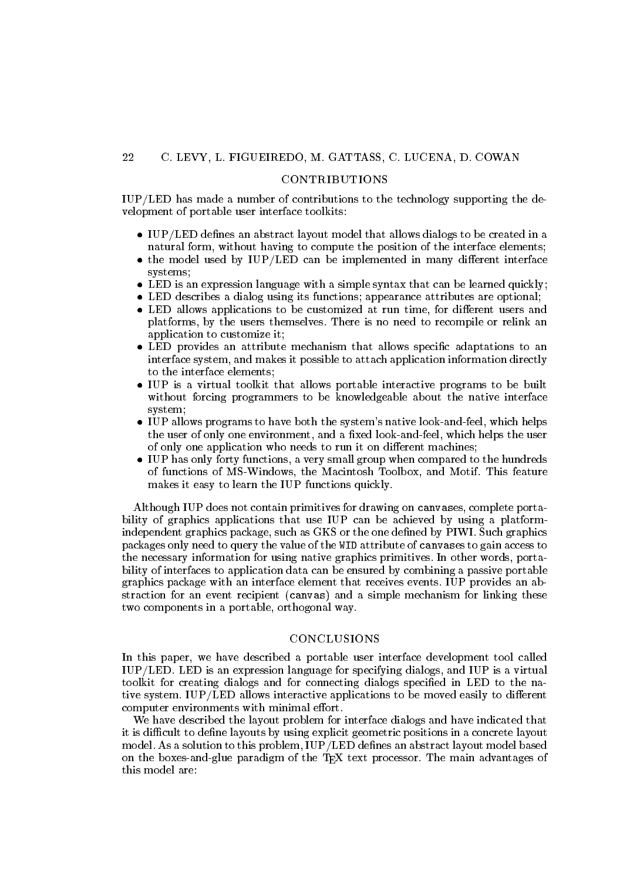## CONTRIBUTIONS

IUP/LED has made a number of contributions to the technology supporting the development of portable user interface toolkits:

- IUP/LED defines an abstract layout model that allows dialogs to be created in a natural form, without having to compute the position of the interface elements;
- the model used by IUP/LED can be implemented in many different interface systems;
- LED is an expression language with a simple syntax that can be learned quickly;
- LED describes a dialog using its functions; appearance attributes are optional;
- LED allows applications to be customized at run time, for different users and platforms, by the users themselves. There is no need to recompile or relink an application to customize it;
- LED provides an attribute mechanism that allows specific adaptations to an interface system, and makes it possible to attach application information directly to the interface elements;
- IUP is a virtual toolkit that allows portable interactive programs to be built without forcing programmers to be knowledgeable about the native interface system;
- IUP allows programs to have both the system's native look-and-feel, which helps the user of only one environment, and a fixed look-and-feel, which helps the user of only one application who needs to run it on different machines;
- IUP has only forty functions, a very small group when compared to the hundreds of functions of MS-Windows, the Macintosh Toolbox, and Motif. This feature makes it easy to learn the IUP functions quickly.

Although IUP does not contain primitives for drawing on `canvas`es, complete portability of graphics applications that use IUP can be achieved by using a platform-independent graphics package, such as GKS or the one defined by PIWI. Such graphics packages only need to query the value of the `WID` attribute of `canvas`es to gain access to the necessary information for using native graphics primitives. In other words, portability of interfaces to application data can be ensured by combining a passive portable graphics package with an interface element that receives events. IUP provides an abstraction for an event recipient (`canvas`) and a simple mechanism for linking these two components in a portable, orthogonal way.

## CONCLUSIONS

In this paper, we have described a portable user interface development tool called IUP/LED. LED is an expression language for specifying dialogs, and IUP is a virtual toolkit for creating dialogs and for connecting dialogs specified in LED to the native system. IUP/LED allows interactive applications to be moved easily to different computer environments with minimal effort.

We have described the layout problem for interface dialogs and have indicated that it is difficult to define layouts by using explicit geometric positions in a concrete layout model. As a solution to this problem, IUP/LED defines an abstract layout model based on the boxes-and-glue paradigm of the TEX text processor. The main advantages of this model are: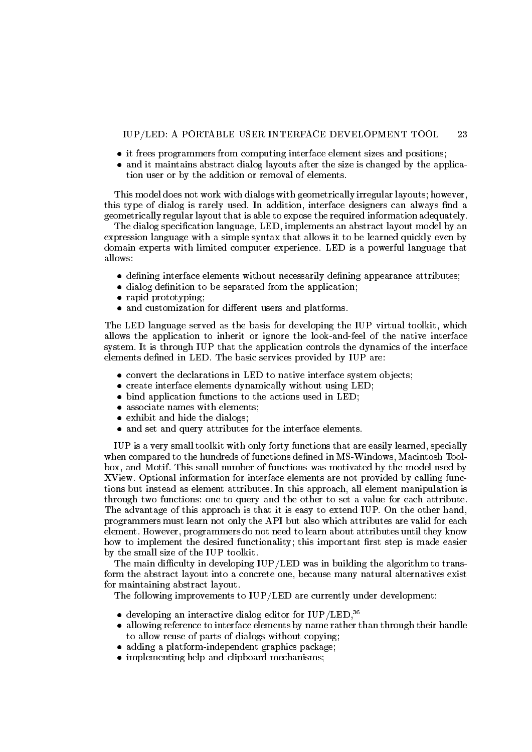- it frees programmers from computing interface element sizes and positions;
- and it maintains abstract dialog layouts after the size is changed by the application user or by the addition or removal of elements.

This model does not work with dialogs with geometrically irregular layouts; however, this type of dialog is rarely used. In addition, interface designers can always find a geometrically regular layout that is able to expose the required information adequately.

The dialog specification language, LED, implements an abstract layout model by an expression language with a simple syntax that allows it to be learned quickly even by domain experts with limited computer experience. LED is a powerful language that allows:

- defining interface elements without necessarily defining appearance attributes;
- dialog definition to be separated from the application;
- rapid prototyping;
- and customization for different users and platforms.

The LED language served as the basis for developing the IUP virtual toolkit, which allows the application to inherit or ignore the look-and-feel of the native interface system. It is through IUP that the application controls the dynamics of the interface elements defined in LED. The basic services provided by IUP are:

- convert the declarations in LED to native interface system objects;
- create interface elements dynamically without using LED;
- bind application functions to the actions used in LED;
- associate names with elements;
- exhibit and hide the dialogs;
- and set and query attributes for the interface elements.

IUP is a very small toolkit with only forty functions that are easily learned, specially when compared to the hundreds of functions defined in MS-Windows, Macintosh Toolbox, and Motif. This small number of functions was motivated by the model used by XView. Optional information for interface elements are not provided by calling functions but instead as element attributes. In this approach, all element manipulation is through two functions: one to query and the other to set a value for each attribute. The advantage of this approach is that it is easy to extend IUP. On the other hand, programmers must learn not only the API but also which attributes are valid for each element. However, programmers do not need to learn about attributes until they know how to implement the desired functionality; this important first step is made easier by the small size of the IUP toolkit.

The main difficulty in developing IUP/LED was in building the algorithm to transform the abstract layout into a concrete one, because many natural alternatives exist for maintaining abstract layout.

The following improvements to IUP/LED are currently under development:

- developing an interactive dialog editor for IUP/LED,[36]
- allowing reference to interface elements by name rather than through their handle to allow reuse of parts of dialogs without copying;
- adding a platform-independent graphics package;
- implementing help and clipboard mechanisms;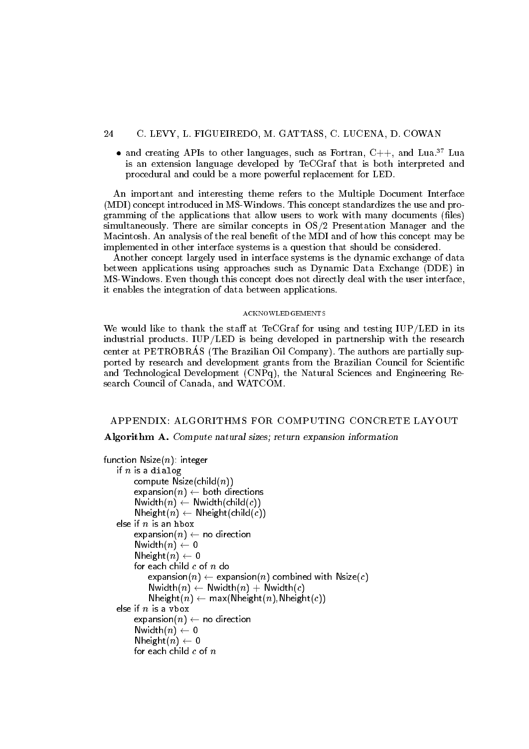- and creating APIs to other languages, such as Fortran, C++, and Lua.[37] Lua is an extension language developed by TeCGraf that is both interpreted and procedural and could be a more powerful replacement for LED.

An important and interesting theme refers to the Multiple Document Interface (MDI) concept introduced in MS-Windows. This concept standardizes the use and programming of the applications that allow users to work with many documents (files) simultaneously. There are similar concepts in OS/2 Presentation Manager and the Macintosh. An analysis of the real benefit of the MDI and of how this concept may be implemented in other interface systems is a question that should be considered.

Another concept largely used in interface systems is the dynamic exchange of data between applications using approaches such as Dynamic Data Exchange (DDE) in MS-Windows. Even though this concept does not directly deal with the user interface, it enables the integration of data between applications.

## ACKNOWLEDGEMENTS

We would like to thank the staff at TeCGraf for using and testing IUP/LED in its industrial products. IUP/LED is being developed in partnership with the research center at PETROBRÁS (The Brazilian Oil Company). The authors are partially supported by research and development grants from the Brazilian Council for Scientific and Technological Development (CNPq), the Natural Sciences and Engineering Research Council of Canada, and WATCOM.

## APPENDIX: ALGORITHMS FOR COMPUTING CONCRETE LAYOUT

**Algorithm A.** *Compute natural sizes; return expansion information*

```
function Nsize(n): integer
    if n is a dialog
        compute Nsize(child(n))
        expansion(n) ← both directions
        Nwidth(n) ← Nwidth(child(c))
        Nheight(n) ← Nheight(child(c))
    else if n is an hbox
        expansion(n) ← no direction
        Nwidth(n) ← 0
        Nheight(n) ← 0
        for each child c of n do
            expansion(n) ← expansion(n) combined with Nsize(c)
            Nwidth(n) ← Nwidth(n) + Nwidth(c)
            Nheight(n) ← max(Nheight(n), Nheight(c))
    else if n is a vbox
        expansion(n) ← no direction
        Nwidth(n) ← 0
        Nheight(n) ← 0
        for each child c of n
```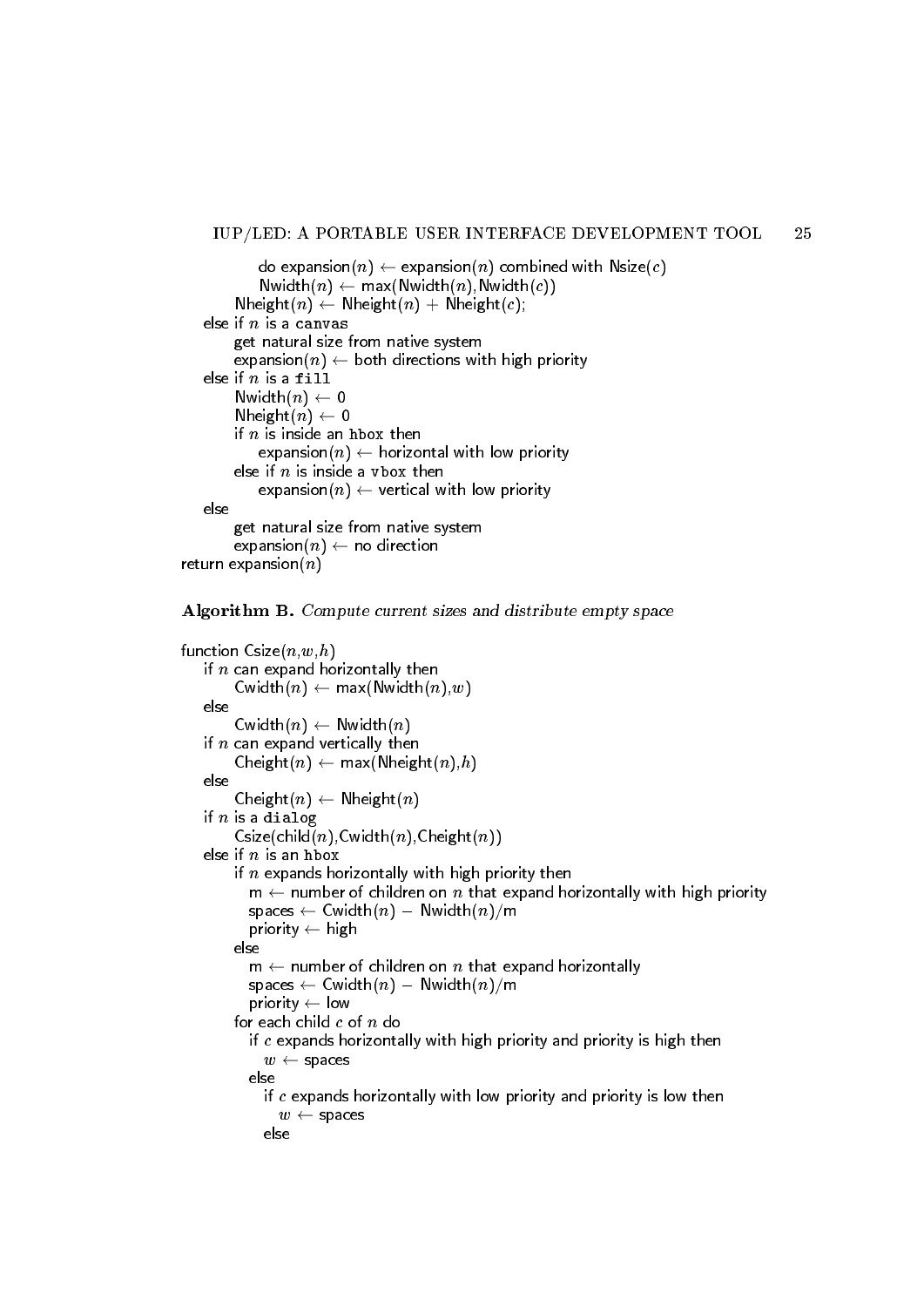```
            do expansion(n) ← expansion(n) combined with Nsize(c)
            Nwidth(n) ← max(Nwidth(n),Nwidth(c))
        Nheight(n) ← Nheight(n) + Nheight(c);
    else if n is a canvas
        get natural size from native system
        expansion(n) ← both directions with high priority
    else if n is a fill
        Nwidth(n) ← 0
        Nheight(n) ← 0
        if n is inside an hbox then
            expansion(n) ← horizontal with low priority
        else if n is inside a vbox then
            expansion(n) ← vertical with low priority
    else
        get natural size from native system
        expansion(n) ← no direction
return expansion(n)
```

**Algorithm B.** *Compute current sizes and distribute empty space*

```
function Csize(n,w,h)
    if n can expand horizontally then
        Cwidth(n) ← max(Nwidth(n),w)
    else
        Cwidth(n) ← Nwidth(n)
    if n can expand vertically then
        Cheight(n) ← max(Nheight(n),h)
    else
        Cheight(n) ← Nheight(n)
    if n is a dialog
        Csize(child(n),Cwidth(n),Cheight(n))
    else if n is an hbox
        if n expands horizontally with high priority then
           m ← number of children on n that expand horizontally with high priority
           spaces ← Cwidth(n) − Nwidth(n)/m
           priority ← high
        else
           m ← number of children on n that expand horizontally
           spaces ← Cwidth(n) − Nwidth(n)/m
           priority ← low
        for each child c of n do
           if c expands horizontally with high priority and priority is high then
              w ← spaces
           else
              if c expands horizontally with low priority and priority is low then
                 w ← spaces
              else
```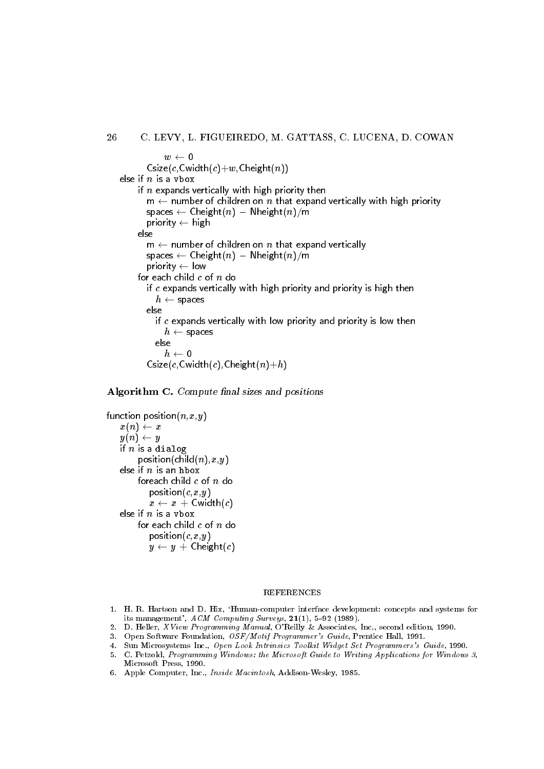```
            w ← 0
         Csize(c,Cwidth(c)+w,Cheight(n))
   else if n is a vbox
      if n expands vertically with high priority then
         m ← number of children on n that expand vertically with high priority
         spaces ← Cheight(n) − Nheight(n)/m
         priority ← high
      else
         m ← number of children on n that expand vertically
         spaces ← Cheight(n) − Nheight(n)/m
         priority ← low
      for each child c of n do
         if c expands vertically with high priority and priority is high then
            h ← spaces
         else
            if c expands vertically with low priority and priority is low then
               h ← spaces
            else
               h ← 0
         Csize(c,Cwidth(c),Cheight(n)+h)
```

**Algorithm C.** *Compute final sizes and positions*

```
function position(n,x,y)
   x(n) ← x
   y(n) ← y
   if n is a dialog
      position(child(n),x,y)
   else if n is an hbox
      foreach child c of n do
         position(c,x,y)
         x ← x + Cwidth(c)
   else if n is a vbox
      for each child c of n do
         position(c,x,y)
         y ← y + Cheight(c)
```

## REFERENCES

1. H. R. Hartson and D. Hix, 'Human-computer interface development: concepts and systems for its management', *ACM Computing Surveys*, **21**(1), 5–92 (1989).
2. D. Heller, *XView Programming Manual*, O'Reilly & Associates, Inc., second edition, 1990.
3. Open Software Foundation, *OSF/Motif Programmer's Guide*, Prentice Hall, 1991.
4. Sun Microsystems Inc., *Open Look Intrinsics Toolkit Widget Set Programmers's Guide*, 1990.
5. C. Petzold, *Programming Windows: the Microsoft Guide to Writing Applications for Windows 3*, Microsoft Press, 1990.
6. Apple Computer, Inc., *Inside Macintosh*, Addison-Wesley, 1985.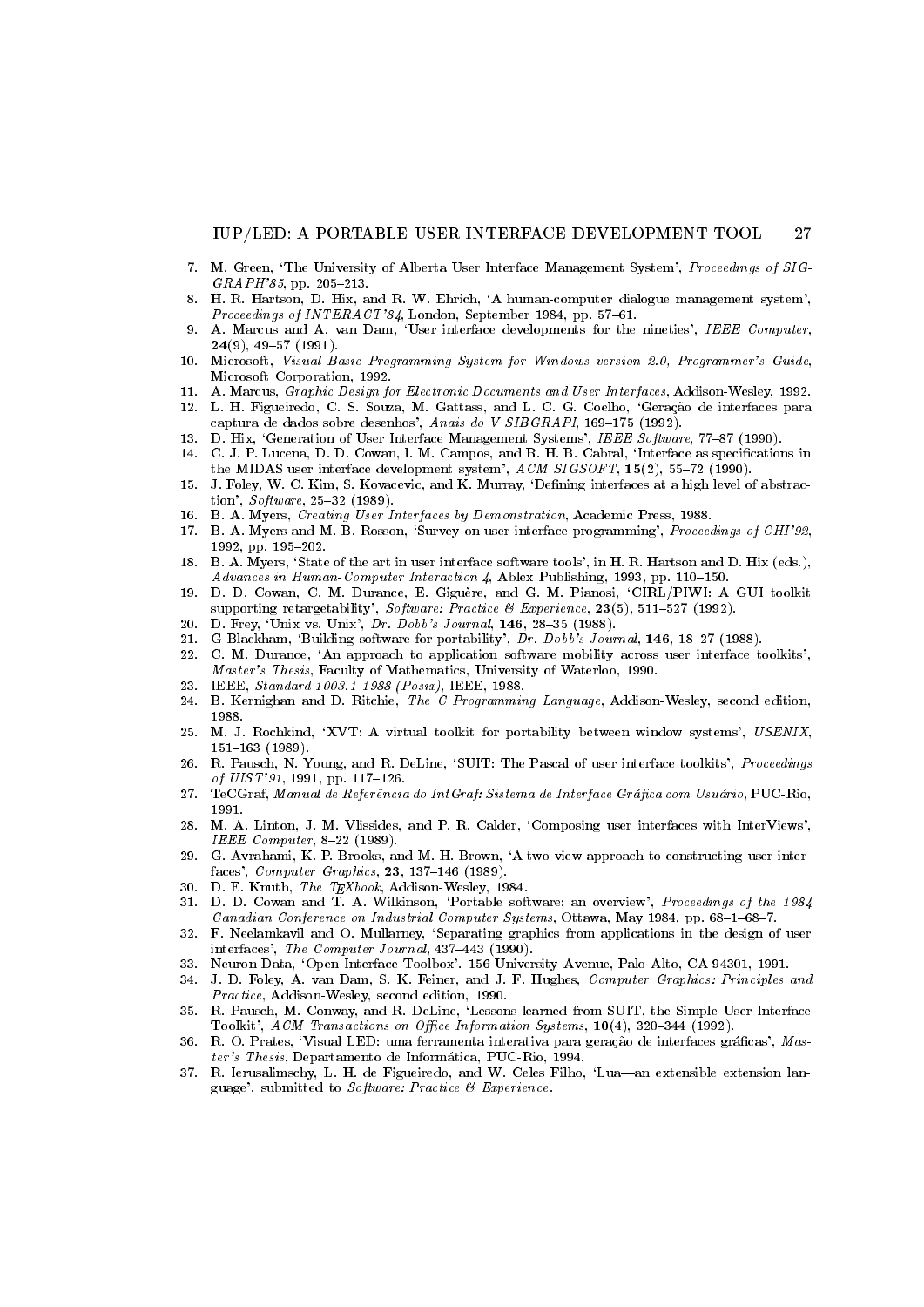7. M. Green, 'The University of Alberta User Interface Management System', *Proceedings of SIGGRAPH'85*, pp. 205–213.
8. H. R. Hartson, D. Hix, and R. W. Ehrich, 'A human-computer dialogue management system', *Proceedings of INTERACT'84*, London, September 1984, pp. 57–61.
9. A. Marcus and A. van Dam, 'User interface developments for the nineties', *IEEE Computer*, **24**(9), 49–57 (1991).
10. Microsoft, *Visual Basic Programming System for Windows version 2.0, Programmer's Guide*, Microsoft Corporation, 1992.
11. A. Marcus, *Graphic Design for Electronic Documents and User Interfaces*, Addison-Wesley, 1992.
12. L. H. Figueiredo, C. S. Souza, M. Gattass, and L. C. G. Coelho, 'Geração de interfaces para captura de dados sobre desenhos', *Anais do V SIBGRAPI*, 169–175 (1992).
13. D. Hix, 'Generation of User Interface Management Systems', *IEEE Software*, 77–87 (1990).
14. C. J. P. Lucena, D. D. Cowan, I. M. Campos, and R. H. B. Cabral, 'Interface as specifications in the MIDAS user interface development system', *ACM SIGSOFT*, **15**(2), 55–72 (1990).
15. J. Foley, W. C. Kim, S. Kovacevic, and K. Murray, 'Defining interfaces at a high level of abstraction', *Software*, 25–32 (1989).
16. B. A. Myers, *Creating User Interfaces by Demonstration*, Academic Press, 1988.
17. B. A. Myers and M. B. Rosson, 'Survey on user interface programming', *Proceedings of CHI'92*, 1992, pp. 195–202.
18. B. A. Myers, 'State of the art in user interface software tools', in H. R. Hartson and D. Hix (eds.), *Advances in Human-Computer Interaction 4*, Ablex Publishing, 1993, pp. 110–150.
19. D. D. Cowan, C. M. Durance, E. Giguère, and G. M. Pianosi, 'CIRL/PIWI: A GUI toolkit supporting retargetability', *Software: Practice & Experience*, **23**(5), 511–527 (1992).
20. D. Frey, 'Unix vs. Unix', *Dr. Dobb's Journal*, **146**, 28–35 (1988).
21. G Blackham, 'Building software for portability', *Dr. Dobb's Journal*, **146**, 18–27 (1988).
22. C. M. Durance, 'An approach to application software mobility across user interface toolkits', *Master's Thesis*, Faculty of Mathematics, University of Waterloo, 1990.
23. IEEE, *Standard 1003.1-1988 (Posix)*, IEEE, 1988.
24. B. Kernighan and D. Ritchie, *The C Programming Language*, Addison-Wesley, second edition, 1988.
25. M. J. Rochkind, 'XVT: A virtual toolkit for portability between window systems', *USENIX*, 151–163 (1989).
26. R. Pausch, N. Young, and R. DeLine, 'SUIT: The Pascal of user interface toolkits', *Proceedings of UIST'91*, 1991, pp. 117–126.
27. TeCGraf, *Manual de Referência do IntGraf: Sistema de Interface Gráfica com Usuário*, PUC-Rio, 1991.
28. M. A. Linton, J. M. Vlissides, and P. R. Calder, 'Composing user interfaces with InterViews', *IEEE Computer*, 8–22 (1989).
29. G. Avrahami, K. P. Brooks, and M. H. Brown, 'A two-view approach to constructing user interfaces', *Computer Graphics*, **23**, 137–146 (1989).
30. D. E. Knuth, *The TEXbook*, Addison-Wesley, 1984.
31. D. D. Cowan and T. A. Wilkinson, 'Portable software: an overview', *Proceedings of the 1984 Canadian Conference on Industrial Computer Systems*, Ottawa, May 1984, pp. 68–1–68–7.
32. F. Neelamkavil and O. Mullarney, 'Separating graphics from applications in the design of user interfaces', *The Computer Journal*, 437–443 (1990).
33. Neuron Data, 'Open Interface Toolbox'. 156 University Avenue, Palo Alto, CA 94301, 1991.
34. J. D. Foley, A. van Dam, S. K. Feiner, and J. F. Hughes, *Computer Graphics: Principles and Practice*, Addison-Wesley, second edition, 1990.
35. R. Pausch, M. Conway, and R. DeLine, 'Lessons learned from SUIT, the Simple User Interface Toolkit', *ACM Transactions on Office Information Systems*, **10**(4), 320–344 (1992).
36. R. O. Prates, 'Visual LED: uma ferramenta interativa para geração de interfaces gráficas', *Master's Thesis*, Departamento de Informática, PUC-Rio, 1994.
37. R. Ierusalimschy, L. H. de Figueiredo, and W. Celes Filho, 'Lua—an extensible extension language'. submitted to *Software: Practice & Experience*.